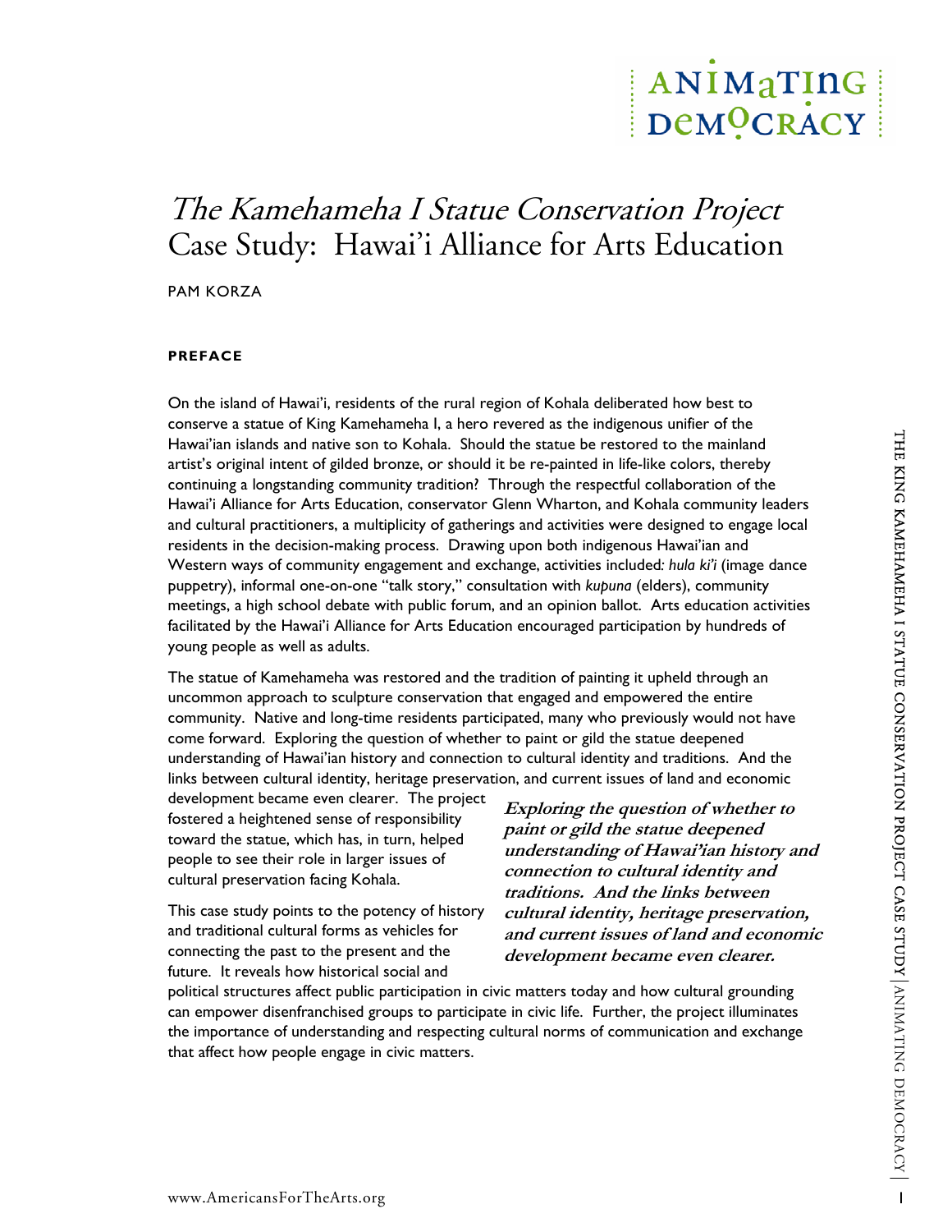# *The Kamehameha I Statue Conservation Project*
# Case Study: Hawai'i Alliance for Arts Education

PAM KORZA

## PREFACE

On the island of Hawai'i, residents of the rural region of Kohala deliberated how best to conserve a statue of King Kamehameha I, a hero revered as the indigenous unifier of the Hawai'ian islands and native son to Kohala. Should the statue be restored to the mainland artist's original intent of gilded bronze, or should it be re-painted in life-like colors, thereby continuing a longstanding community tradition? Through the respectful collaboration of the Hawai'i Alliance for Arts Education, conservator Glenn Wharton, and Kohala community leaders and cultural practitioners, a multiplicity of gatherings and activities were designed to engage local residents in the decision-making process. Drawing upon both indigenous Hawai'ian and Western ways of community engagement and exchange, activities included: *hula ki'i* (image dance puppetry), informal one-on-one "talk story," consultation with *kupuna* (elders), community meetings, a high school debate with public forum, and an opinion ballot. Arts education activities facilitated by the Hawai'i Alliance for Arts Education encouraged participation by hundreds of young people as well as adults.

The statue of Kamehameha was restored and the tradition of painting it upheld through an uncommon approach to sculpture conservation that engaged and empowered the entire community. Native and long-time residents participated, many who previously would not have come forward. Exploring the question of whether to paint or gild the statue deepened understanding of Hawai'ian history and connection to cultural identity and traditions. And the links between cultural identity, heritage preservation, and current issues of land and economic development became even clearer. The project fostered a heightened sense of responsibility toward the statue, which has, in turn, helped people to see their role in larger issues of cultural preservation facing Kohala.

> ***Exploring the question of whether to paint or gild the statue deepened understanding of Hawai'ian history and connection to cultural identity and traditions. And the links between cultural identity, heritage preservation, and current issues of land and economic development became even clearer.***

This case study points to the potency of history and traditional cultural forms as vehicles for connecting the past to the present and the future. It reveals how historical social and political structures affect public participation in civic matters today and how cultural grounding can empower disenfranchised groups to participate in civic life. Further, the project illuminates the importance of understanding and respecting cultural norms of communication and exchange that affect how people engage in civic matters.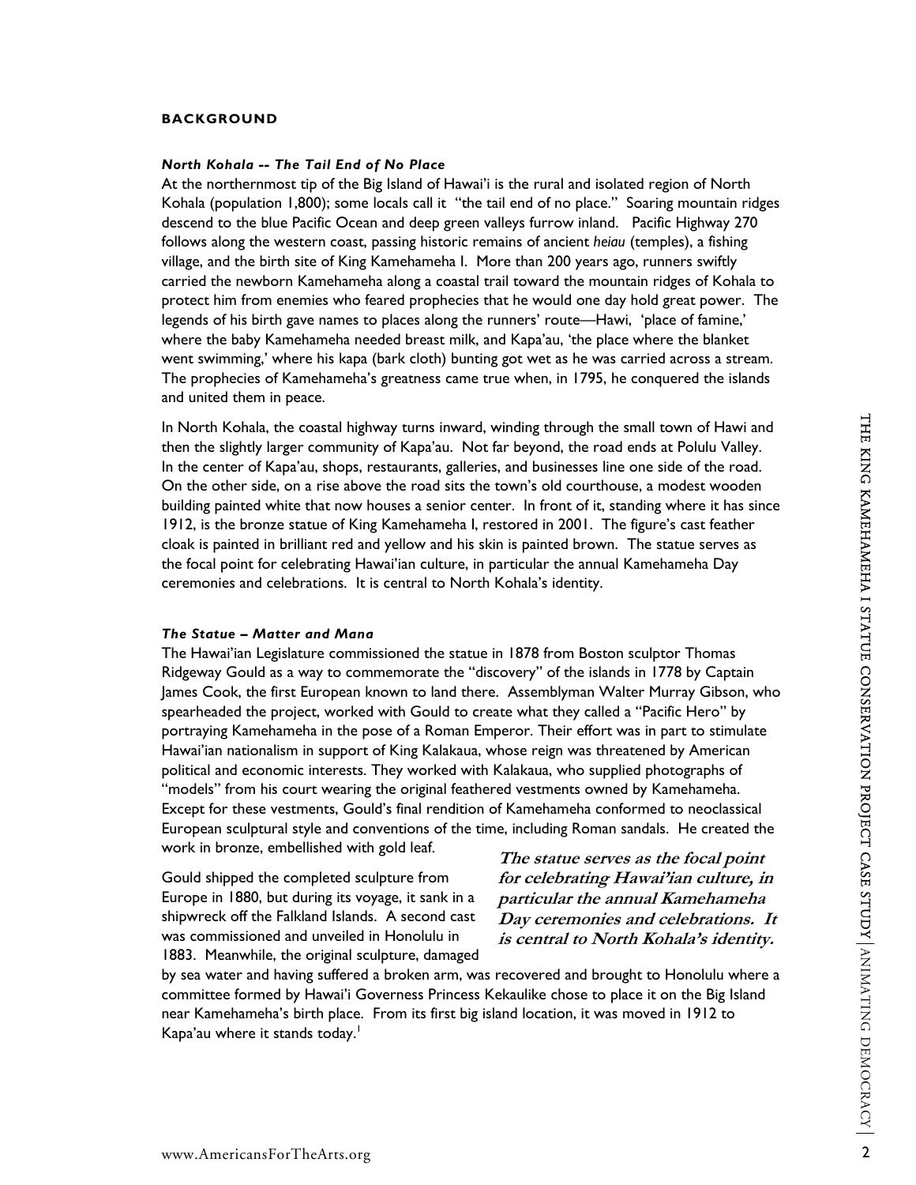**BACKGROUND**

***North Kohala -- The Tail End of No Place***

At the northernmost tip of the Big Island of Hawai'i is the rural and isolated region of North Kohala (population 1,800); some locals call it "the tail end of no place." Soaring mountain ridges descend to the blue Pacific Ocean and deep green valleys furrow inland. Pacific Highway 270 follows along the western coast, passing historic remains of ancient *heiau* (temples), a fishing village, and the birth site of King Kamehameha I. More than 200 years ago, runners swiftly carried the newborn Kamehameha along a coastal trail toward the mountain ridges of Kohala to protect him from enemies who feared prophecies that he would one day hold great power. The legends of his birth gave names to places along the runners' route—Hawi, 'place of famine,' where the baby Kamehameha needed breast milk, and Kapa'au, 'the place where the blanket went swimming,' where his kapa (bark cloth) bunting got wet as he was carried across a stream. The prophecies of Kamehameha's greatness came true when, in 1795, he conquered the islands and united them in peace.

In North Kohala, the coastal highway turns inward, winding through the small town of Hawi and then the slightly larger community of Kapa'au. Not far beyond, the road ends at Polulu Valley. In the center of Kapa'au, shops, restaurants, galleries, and businesses line one side of the road. On the other side, on a rise above the road sits the town's old courthouse, a modest wooden building painted white that now houses a senior center. In front of it, standing where it has since 1912, is the bronze statue of King Kamehameha I, restored in 2001. The figure's cast feather cloak is painted in brilliant red and yellow and his skin is painted brown. The statue serves as the focal point for celebrating Hawai'ian culture, in particular the annual Kamehameha Day ceremonies and celebrations. It is central to North Kohala's identity.

***The Statue – Matter and Mana***

The Hawai'ian Legislature commissioned the statue in 1878 from Boston sculptor Thomas Ridgeway Gould as a way to commemorate the "discovery" of the islands in 1778 by Captain James Cook, the first European known to land there. Assemblyman Walter Murray Gibson, who spearheaded the project, worked with Gould to create what they called a "Pacific Hero" by portraying Kamehameha in the pose of a Roman Emperor. Their effort was in part to stimulate Hawai'ian nationalism in support of King Kalakaua, whose reign was threatened by American political and economic interests. They worked with Kalakaua, who supplied photographs of "models" from his court wearing the original feathered vestments owned by Kamehameha. Except for these vestments, Gould's final rendition of Kamehameha conformed to neoclassical European sculptural style and conventions of the time, including Roman sandals. He created the work in bronze, embellished with gold leaf.

***The statue serves as the focal point for celebrating Hawai'ian culture, in particular the annual Kamehameha Day ceremonies and celebrations. It is central to North Kohala's identity.***

Gould shipped the completed sculpture from Europe in 1880, but during its voyage, it sank in a shipwreck off the Falkland Islands. A second cast was commissioned and unveiled in Honolulu in 1883. Meanwhile, the original sculpture, damaged by sea water and having suffered a broken arm, was recovered and brought to Honolulu where a committee formed by Hawai'i Governess Princess Kekaulike chose to place it on the Big Island near Kamehameha's birth place. From its first big island location, it was moved in 1912 to Kapa'au where it stands today.[1]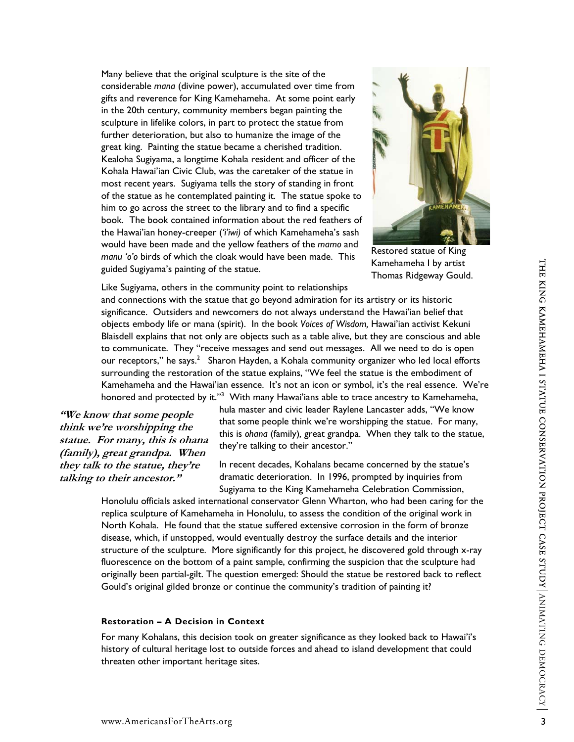Many believe that the original sculpture is the site of the considerable *mana* (divine power), accumulated over time from gifts and reverence for King Kamehameha. At some point early in the 20th century, community members began painting the sculpture in lifelike colors, in part to protect the statue from further deterioration, but also to humanize the image of the great king. Painting the statue became a cherished tradition. Kealoha Sugiyama, a longtime Kohala resident and officer of the Kohala Hawai'ian Civic Club, was the caretaker of the statue in most recent years. Sugiyama tells the story of standing in front of the statue as he contemplated painting it. The statue spoke to him to go across the street to the library and to find a specific book. The book contained information about the red feathers of the Hawai'ian honey-creeper (*'i'iwi)* of which Kamehameha's sash would have been made and the yellow feathers of the *mamo* and *manu 'o'o* birds of which the cloak would have been made. This guided Sugiyama's painting of the statue.

Restored statue of King Kamehameha I by artist Thomas Ridgeway Gould.

Like Sugiyama, others in the community point to relationships and connections with the statue that go beyond admiration for its artistry or its historic significance. Outsiders and newcomers do not always understand the Hawai'ian belief that objects embody life or mana (spirit). In the book *Voices of Wisdom,* Hawai'ian activist Kekuni Blaisdell explains that not only are objects such as a table alive, but they are conscious and able to communicate. They "receive messages and send out messages. All we need to do is open our receptors," he says.[2] Sharon Hayden, a Kohala community organizer who led local efforts surrounding the restoration of the statue explains, "We feel the statue is the embodiment of Kamehameha and the Hawai'ian essence. It's not an icon or symbol, it's the real essence. We're honored and protected by it."[3] With many Hawai'ians able to trace ancestry to Kamehameha, hula master and civic leader Raylene Lancaster adds, "We know that some people think we're worshipping the statue. For many, this is *ohana* (family), great grandpa. When they talk to the statue, they're talking to their ancestor."

***"We know that some people think we're worshipping the statue. For many, this is ohana (family), great grandpa. When they talk to the statue, they're talking to their ancestor."***

In recent decades, Kohalans became concerned by the statue's dramatic deterioration. In 1996, prompted by inquiries from Sugiyama to the King Kamehameha Celebration Commission, Honolulu officials asked international conservator Glenn Wharton, who had been caring for the replica sculpture of Kamehameha in Honolulu, to assess the condition of the original work in North Kohala. He found that the statue suffered extensive corrosion in the form of bronze disease, which, if unstopped, would eventually destroy the surface details and the interior structure of the sculpture. More significantly for this project, he discovered gold through x-ray fluorescence on the bottom of a paint sample, confirming the suspicion that the sculpture had originally been partial-gilt. The question emerged: Should the statue be restored back to reflect Gould's original gilded bronze or continue the community's tradition of painting it?

#### Restoration – A Decision in Context

For many Kohalans, this decision took on greater significance as they looked back to Hawai'i's history of cultural heritage lost to outside forces and ahead to island development that could threaten other important heritage sites.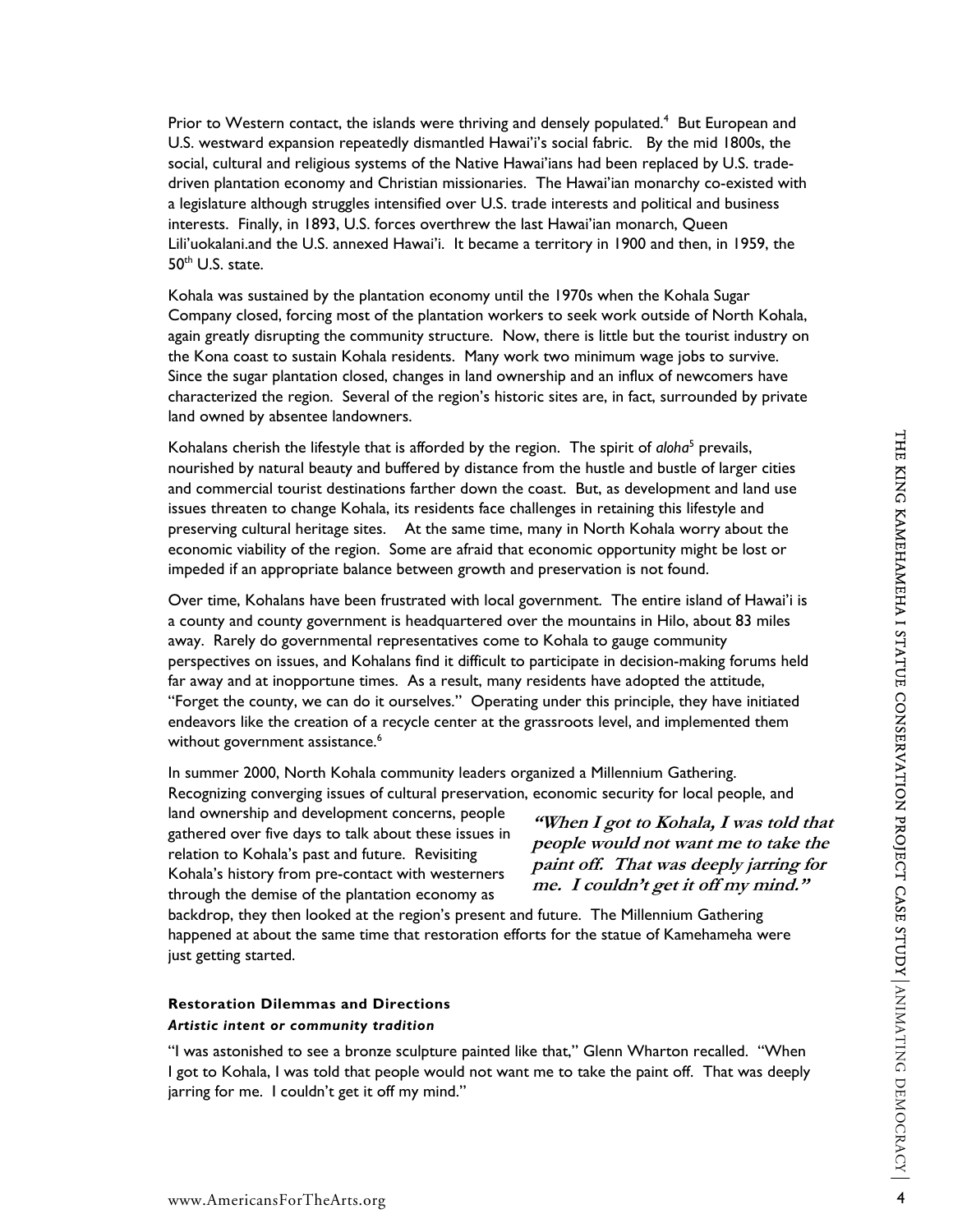Prior to Western contact, the islands were thriving and densely populated.[4] But European and U.S. westward expansion repeatedly dismantled Hawai'i's social fabric. By the mid 1800s, the social, cultural and religious systems of the Native Hawai'ians had been replaced by U.S. trade-driven plantation economy and Christian missionaries. The Hawai'ian monarchy co-existed with a legislature although struggles intensified over U.S. trade interests and political and business interests. Finally, in 1893, U.S. forces overthrew the last Hawai'ian monarch, Queen Lili'uokalani.and the U.S. annexed Hawai'i. It became a territory in 1900 and then, in 1959, the 50th U.S. state.

Kohala was sustained by the plantation economy until the 1970s when the Kohala Sugar Company closed, forcing most of the plantation workers to seek work outside of North Kohala, again greatly disrupting the community structure. Now, there is little but the tourist industry on the Kona coast to sustain Kohala residents. Many work two minimum wage jobs to survive. Since the sugar plantation closed, changes in land ownership and an influx of newcomers have characterized the region. Several of the region's historic sites are, in fact, surrounded by private land owned by absentee landowners.

Kohalans cherish the lifestyle that is afforded by the region. The spirit of *aloha*[5] prevails, nourished by natural beauty and buffered by distance from the hustle and bustle of larger cities and commercial tourist destinations farther down the coast. But, as development and land use issues threaten to change Kohala, its residents face challenges in retaining this lifestyle and preserving cultural heritage sites. At the same time, many in North Kohala worry about the economic viability of the region. Some are afraid that economic opportunity might be lost or impeded if an appropriate balance between growth and preservation is not found.

Over time, Kohalans have been frustrated with local government. The entire island of Hawai'i is a county and county government is headquartered over the mountains in Hilo, about 83 miles away. Rarely do governmental representatives come to Kohala to gauge community perspectives on issues, and Kohalans find it difficult to participate in decision-making forums held far away and at inopportune times. As a result, many residents have adopted the attitude, "Forget the county, we can do it ourselves." Operating under this principle, they have initiated endeavors like the creation of a recycle center at the grassroots level, and implemented them without government assistance.[6]

In summer 2000, North Kohala community leaders organized a Millennium Gathering. Recognizing converging issues of cultural preservation, economic security for local people, and land ownership and development concerns, people gathered over five days to talk about these issues in relation to Kohala's past and future. Revisiting Kohala's history from pre-contact with westerners through the demise of the plantation economy as backdrop, they then looked at the region's present and future. The Millennium Gathering happened at about the same time that restoration efforts for the statue of Kamehameha were just getting started.

> ***"When I got to Kohala, I was told that people would not want me to take the paint off. That was deeply jarring for me. I couldn't get it off my mind."***

### Restoration Dilemmas and Directions

#### *Artistic intent or community tradition*

"I was astonished to see a bronze sculpture painted like that," Glenn Wharton recalled. "When I got to Kohala, I was told that people would not want me to take the paint off. That was deeply jarring for me. I couldn't get it off my mind."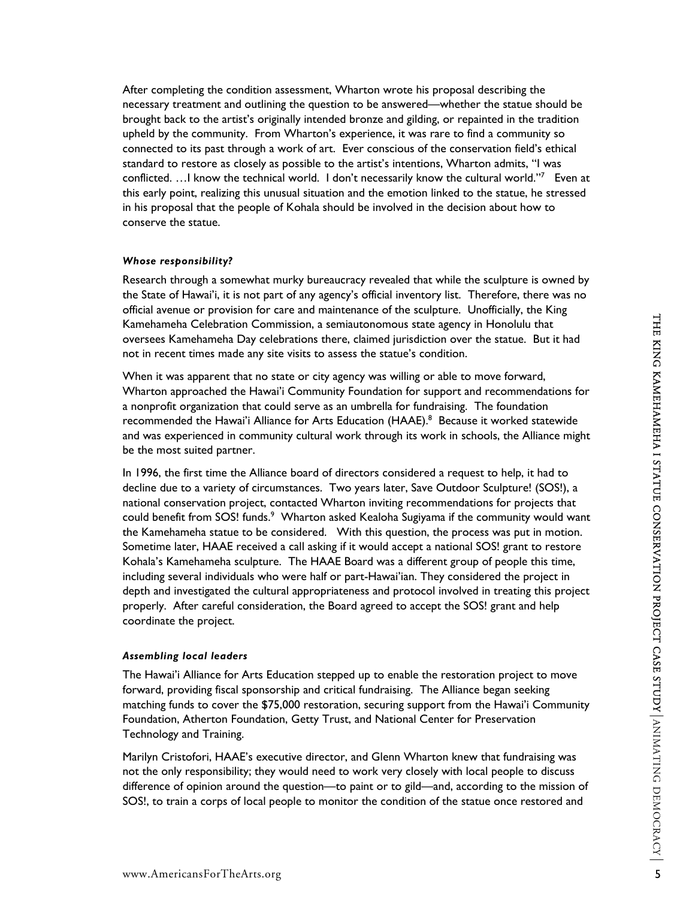After completing the condition assessment, Wharton wrote his proposal describing the necessary treatment and outlining the question to be answered—whether the statue should be brought back to the artist's originally intended bronze and gilding, or repainted in the tradition upheld by the community. From Wharton's experience, it was rare to find a community so connected to its past through a work of art. Ever conscious of the conservation field's ethical standard to restore as closely as possible to the artist's intentions, Wharton admits, "I was conflicted. …I know the technical world. I don't necessarily know the cultural world."[7] Even at this early point, realizing this unusual situation and the emotion linked to the statue, he stressed in his proposal that the people of Kohala should be involved in the decision about how to conserve the statue.

#### *Whose responsibility?*

Research through a somewhat murky bureaucracy revealed that while the sculpture is owned by the State of Hawai'i, it is not part of any agency's official inventory list. Therefore, there was no official avenue or provision for care and maintenance of the sculpture. Unofficially, the King Kamehameha Celebration Commission, a semiautonomous state agency in Honolulu that oversees Kamehameha Day celebrations there, claimed jurisdiction over the statue. But it had not in recent times made any site visits to assess the statue's condition.

When it was apparent that no state or city agency was willing or able to move forward, Wharton approached the Hawai'i Community Foundation for support and recommendations for a nonprofit organization that could serve as an umbrella for fundraising. The foundation recommended the Hawai'i Alliance for Arts Education (HAAE).[8] Because it worked statewide and was experienced in community cultural work through its work in schools, the Alliance might be the most suited partner.

In 1996, the first time the Alliance board of directors considered a request to help, it had to decline due to a variety of circumstances. Two years later, Save Outdoor Sculpture! (SOS!), a national conservation project, contacted Wharton inviting recommendations for projects that could benefit from SOS! funds.[9] Wharton asked Kealoha Sugiyama if the community would want the Kamehameha statue to be considered. With this question, the process was put in motion. Sometime later, HAAE received a call asking if it would accept a national SOS! grant to restore Kohala's Kamehameha sculpture. The HAAE Board was a different group of people this time, including several individuals who were half or part-Hawai'ian. They considered the project in depth and investigated the cultural appropriateness and protocol involved in treating this project properly. After careful consideration, the Board agreed to accept the SOS! grant and help coordinate the project.

#### *Assembling local leaders*

The Hawai'i Alliance for Arts Education stepped up to enable the restoration project to move forward, providing fiscal sponsorship and critical fundraising. The Alliance began seeking matching funds to cover the $75,000 restoration, securing support from the Hawai'i Community Foundation, Atherton Foundation, Getty Trust, and National Center for Preservation Technology and Training.

Marilyn Cristofori, HAAE's executive director, and Glenn Wharton knew that fundraising was not the only responsibility; they would need to work very closely with local people to discuss difference of opinion around the question—to paint or to gild—and, according to the mission of SOS!, to train a corps of local people to monitor the condition of the statue once restored and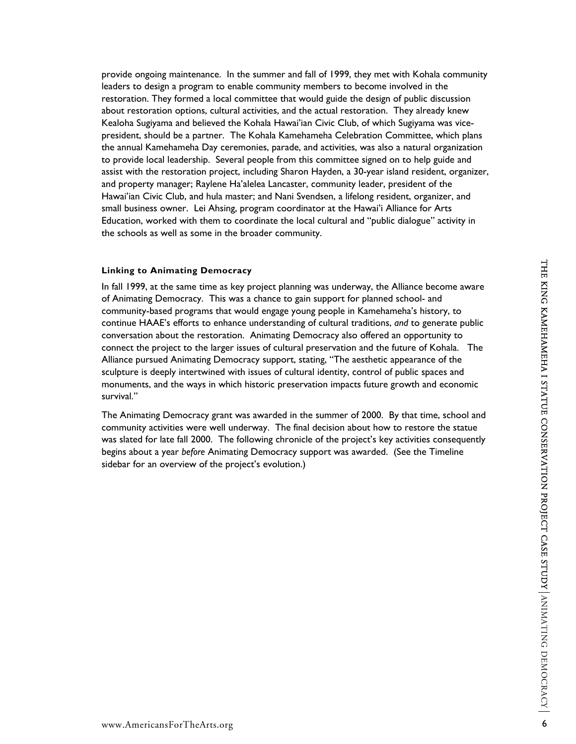provide ongoing maintenance. In the summer and fall of 1999, they met with Kohala community leaders to design a program to enable community members to become involved in the restoration. They formed a local committee that would guide the design of public discussion about restoration options, cultural activities, and the actual restoration. They already knew Kealoha Sugiyama and believed the Kohala Hawai'ian Civic Club, of which Sugiyama was vice-president, should be a partner. The Kohala Kamehameha Celebration Committee, which plans the annual Kamehameha Day ceremonies, parade, and activities, was also a natural organization to provide local leadership. Several people from this committee signed on to help guide and assist with the restoration project, including Sharon Hayden, a 30-year island resident, organizer, and property manager; Raylene Ha'alelea Lancaster, community leader, president of the Hawai'ian Civic Club, and hula master; and Nani Svendsen, a lifelong resident, organizer, and small business owner. Lei Ahsing, program coordinator at the Hawai'i Alliance for Arts Education, worked with them to coordinate the local cultural and "public dialogue" activity in the schools as well as some in the broader community.

#### Linking to Animating Democracy

In fall 1999, at the same time as key project planning was underway, the Alliance become aware of Animating Democracy. This was a chance to gain support for planned school- and community-based programs that would engage young people in Kamehameha's history, to continue HAAE's efforts to enhance understanding of cultural traditions, *and* to generate public conversation about the restoration. Animating Democracy also offered an opportunity to connect the project to the larger issues of cultural preservation and the future of Kohala. The Alliance pursued Animating Democracy support, stating, "The aesthetic appearance of the sculpture is deeply intertwined with issues of cultural identity, control of public spaces and monuments, and the ways in which historic preservation impacts future growth and economic survival."

The Animating Democracy grant was awarded in the summer of 2000. By that time, school and community activities were well underway. The final decision about how to restore the statue was slated for late fall 2000. The following chronicle of the project's key activities consequently begins about a year *before* Animating Democracy support was awarded. (See the Timeline sidebar for an overview of the project's evolution.)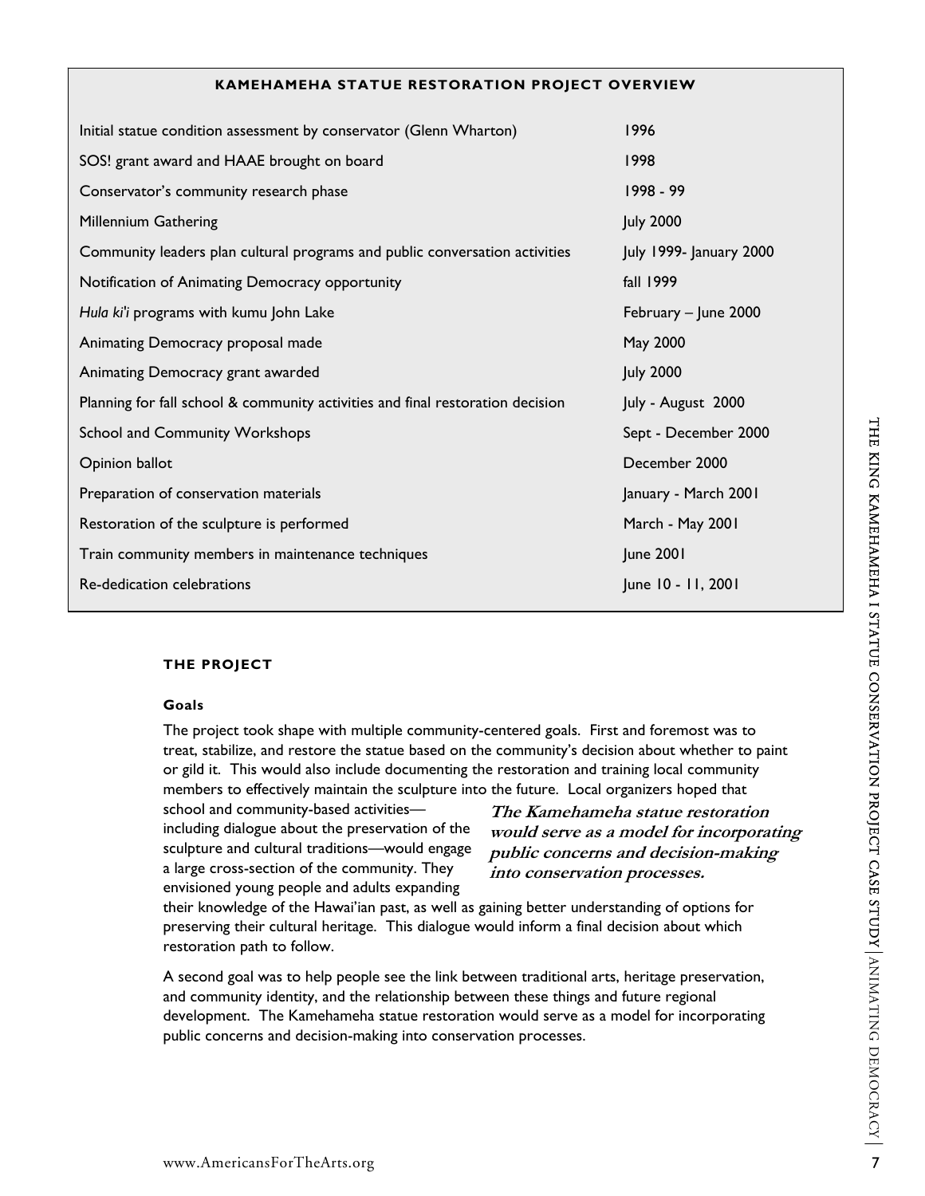**KAMEHAMEHA STATUE RESTORATION PROJECT OVERVIEW**

| Activity | Date |
| --- | --- |
| Initial statue condition assessment by conservator (Glenn Wharton) | 1996 |
| SOS! grant award and HAAE brought on board | 1998 |
| Conservator's community research phase | 1998 - 99 |
| Millennium Gathering | July 2000 |
| Community leaders plan cultural programs and public conversation activities | July 1999- January 2000 |
| Notification of Animating Democracy opportunity | fall 1999 |
| *Hula ki'i* programs with kumu John Lake | February – June 2000 |
| Animating Democracy proposal made | May 2000 |
| Animating Democracy grant awarded | July 2000 |
| Planning for fall school & community activities and final restoration decision | July - August 2000 |
| School and Community Workshops | Sept - December 2000 |
| Opinion ballot | December 2000 |
| Preparation of conservation materials | January - March 2001 |
| Restoration of the sculpture is performed | March - May 2001 |
| Train community members in maintenance techniques | June 2001 |
| Re-dedication celebrations | June 10 - 11, 2001 |

## THE PROJECT

### Goals

The project took shape with multiple community-centered goals. First and foremost was to treat, stabilize, and restore the statue based on the community's decision about whether to paint or gild it. This would also include documenting the restoration and training local community members to effectively maintain the sculpture into the future. Local organizers hoped that school and community-based activities—including dialogue about the preservation of the sculpture and cultural traditions—would engage a large cross-section of the community. They envisioned young people and adults expanding their knowledge of the Hawai'ian past, as well as gaining better understanding of options for preserving their cultural heritage. This dialogue would inform a final decision about which restoration path to follow.

***The Kamehameha statue restoration would serve as a model for incorporating public concerns and decision-making into conservation processes.***

A second goal was to help people see the link between traditional arts, heritage preservation, and community identity, and the relationship between these things and future regional development. The Kamehameha statue restoration would serve as a model for incorporating public concerns and decision-making into conservation processes.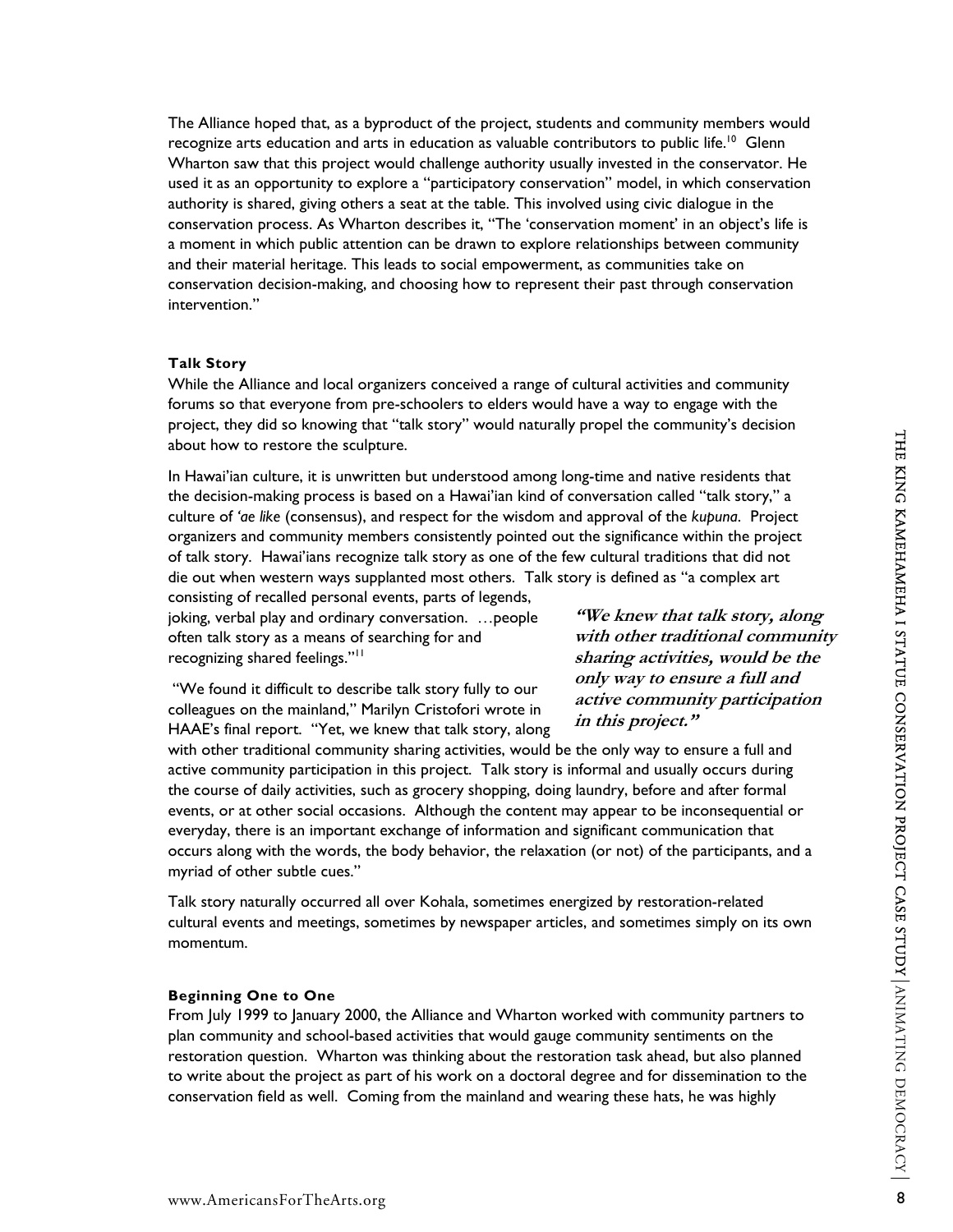The Alliance hoped that, as a byproduct of the project, students and community members would recognize arts education and arts in education as valuable contributors to public life.[10] Glenn Wharton saw that this project would challenge authority usually invested in the conservator. He used it as an opportunity to explore a "participatory conservation" model, in which conservation authority is shared, giving others a seat at the table. This involved using civic dialogue in the conservation process. As Wharton describes it, "The 'conservation moment' in an object's life is a moment in which public attention can be drawn to explore relationships between community and their material heritage. This leads to social empowerment, as communities take on conservation decision-making, and choosing how to represent their past through conservation intervention."

**Talk Story**

While the Alliance and local organizers conceived a range of cultural activities and community forums so that everyone from pre-schoolers to elders would have a way to engage with the project, they did so knowing that "talk story" would naturally propel the community's decision about how to restore the sculpture.

In Hawai'ian culture, it is unwritten but understood among long-time and native residents that the decision-making process is based on a Hawai'ian kind of conversation called "talk story," a culture of *'ae like* (consensus), and respect for the wisdom and approval of the *kupuna*. Project organizers and community members consistently pointed out the significance within the project of talk story. Hawai'ians recognize talk story as one of the few cultural traditions that did not die out when western ways supplanted most others. Talk story is defined as "a complex art consisting of recalled personal events, parts of legends, joking, verbal play and ordinary conversation. …people often talk story as a means of searching for and recognizing shared feelings."[11]

***"We knew that talk story, along with other traditional community sharing activities, would be the only way to ensure a full and active community participation in this project."***

"We found it difficult to describe talk story fully to our colleagues on the mainland," Marilyn Cristofori wrote in HAAE's final report. "Yet, we knew that talk story, along with other traditional community sharing activities, would be the only way to ensure a full and active community participation in this project. Talk story is informal and usually occurs during the course of daily activities, such as grocery shopping, doing laundry, before and after formal events, or at other social occasions. Although the content may appear to be inconsequential or everyday, there is an important exchange of information and significant communication that occurs along with the words, the body behavior, the relaxation (or not) of the participants, and a myriad of other subtle cues."

Talk story naturally occurred all over Kohala, sometimes energized by restoration-related cultural events and meetings, sometimes by newspaper articles, and sometimes simply on its own momentum.

**Beginning One to One**

From July 1999 to January 2000, the Alliance and Wharton worked with community partners to plan community and school-based activities that would gauge community sentiments on the restoration question. Wharton was thinking about the restoration task ahead, but also planned to write about the project as part of his work on a doctoral degree and for dissemination to the conservation field as well. Coming from the mainland and wearing these hats, he was highly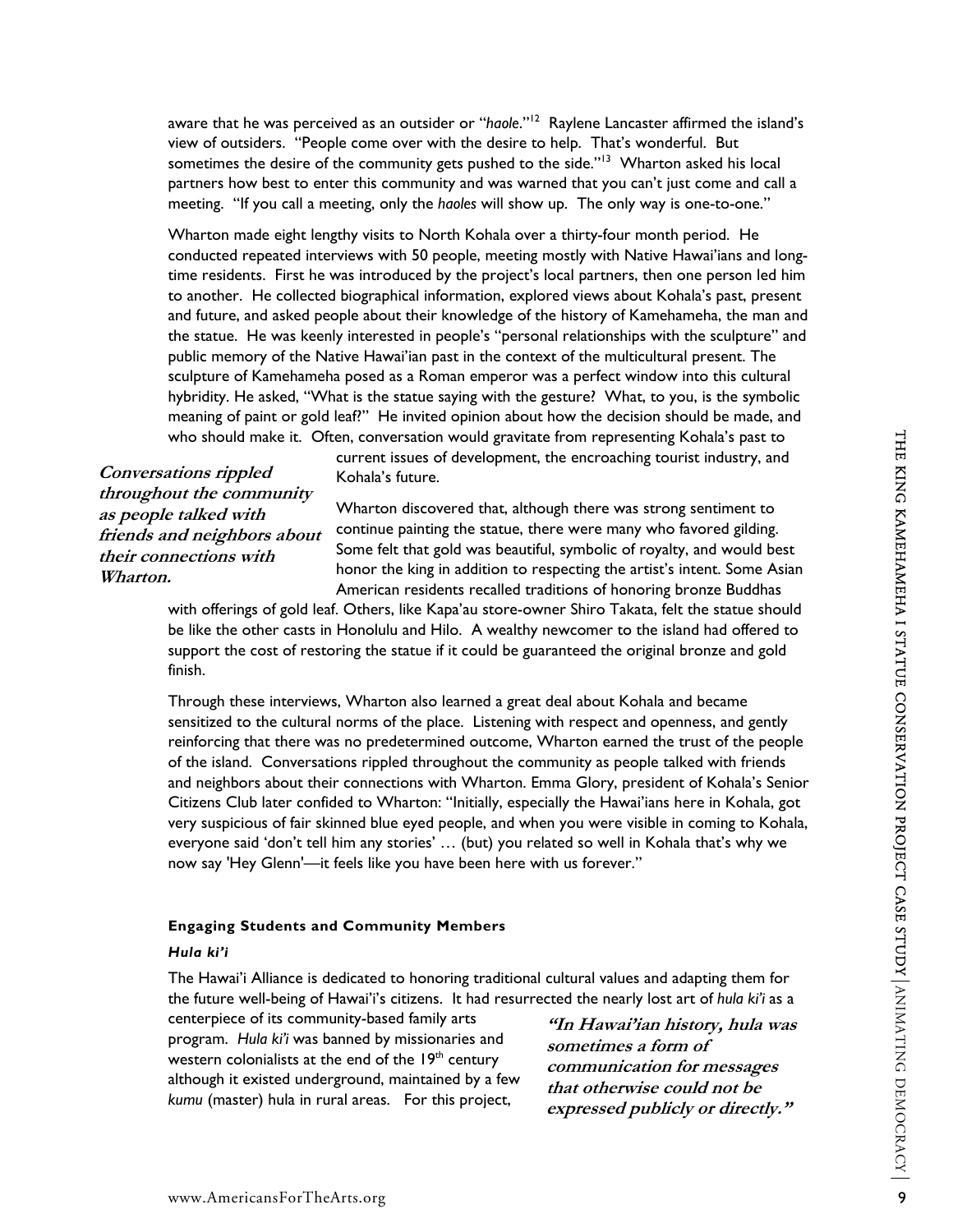aware that he was perceived as an outsider or "*haole*."[12] Raylene Lancaster affirmed the island's view of outsiders. "People come over with the desire to help. That's wonderful. But sometimes the desire of the community gets pushed to the side."[13] Wharton asked his local partners how best to enter this community and was warned that you can't just come and call a meeting. "If you call a meeting, only the *haoles* will show up. The only way is one-to-one."

Wharton made eight lengthy visits to North Kohala over a thirty-four month period. He conducted repeated interviews with 50 people, meeting mostly with Native Hawai'ians and long-time residents. First he was introduced by the project's local partners, then one person led him to another. He collected biographical information, explored views about Kohala's past, present and future, and asked people about their knowledge of the history of Kamehameha, the man and the statue. He was keenly interested in people's "personal relationships with the sculpture" and public memory of the Native Hawai'ian past in the context of the multicultural present. The sculpture of Kamehameha posed as a Roman emperor was a perfect window into this cultural hybridity. He asked, "What is the statue saying with the gesture? What, to you, is the symbolic meaning of paint or gold leaf?" He invited opinion about how the decision should be made, and who should make it. Often, conversation would gravitate from representing Kohala's past to current issues of development, the encroaching tourist industry, and Kohala's future.

***Conversations rippled throughout the community as people talked with friends and neighbors about their connections with Wharton.***

Wharton discovered that, although there was strong sentiment to continue painting the statue, there were many who favored gilding. Some felt that gold was beautiful, symbolic of royalty, and would best honor the king in addition to respecting the artist's intent. Some Asian American residents recalled traditions of honoring bronze Buddhas with offerings of gold leaf. Others, like Kapa'au store-owner Shiro Takata, felt the statue should be like the other casts in Honolulu and Hilo. A wealthy newcomer to the island had offered to support the cost of restoring the statue if it could be guaranteed the original bronze and gold finish.

Through these interviews, Wharton also learned a great deal about Kohala and became sensitized to the cultural norms of the place. Listening with respect and openness, and gently reinforcing that there was no predetermined outcome, Wharton earned the trust of the people of the island. Conversations rippled throughout the community as people talked with friends and neighbors about their connections with Wharton. Emma Glory, president of Kohala's Senior Citizens Club later confided to Wharton: "Initially, especially the Hawai'ians here in Kohala, got very suspicious of fair skinned blue eyed people, and when you were visible in coming to Kohala, everyone said 'don't tell him any stories' … (but) you related so well in Kohala that's why we now say 'Hey Glenn'—it feels like you have been here with us forever."

#### Engaging Students and Community Members

##### *Hula ki'i*

The Hawai'i Alliance is dedicated to honoring traditional cultural values and adapting them for the future well-being of Hawai'i's citizens. It had resurrected the nearly lost art of *hula ki'i* as a centerpiece of its community-based family arts program. *Hula ki'i* was banned by missionaries and western colonialists at the end of the 19th century although it existed underground, maintained by a few *kumu* (master) hula in rural areas. For this project,

***"In Hawai'ian history, hula was sometimes a form of communication for messages that otherwise could not be expressed publicly or directly."***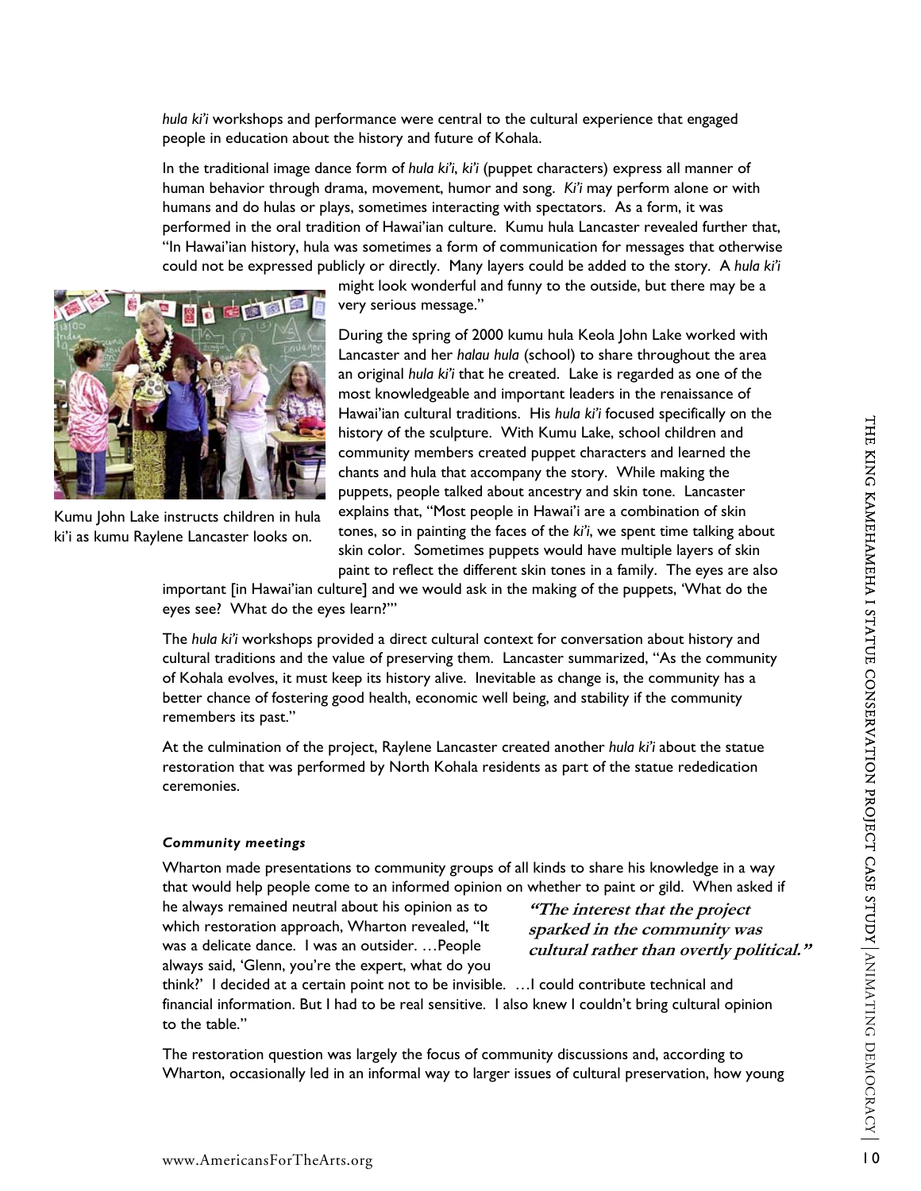*hula ki'i* workshops and performance were central to the cultural experience that engaged people in education about the history and future of Kohala.

In the traditional image dance form of *hula ki'i*, *ki'i* (puppet characters) express all manner of human behavior through drama, movement, humor and song. *Ki'i* may perform alone or with humans and do hulas or plays, sometimes interacting with spectators. As a form, it was performed in the oral tradition of Hawai'ian culture. Kumu hula Lancaster revealed further that, "In Hawai'ian history, hula was sometimes a form of communication for messages that otherwise could not be expressed publicly or directly. Many layers could be added to the story. A *hula ki'i* might look wonderful and funny to the outside, but there may be a very serious message."

Kumu John Lake instructs children in hula ki'i as kumu Raylene Lancaster looks on.

During the spring of 2000 kumu hula Keola John Lake worked with Lancaster and her *halau hula* (school) to share throughout the area an original *hula ki'i* that he created. Lake is regarded as one of the most knowledgeable and important leaders in the renaissance of Hawai'ian cultural traditions. His *hula ki'i* focused specifically on the history of the sculpture. With Kumu Lake, school children and community members created puppet characters and learned the chants and hula that accompany the story. While making the puppets, people talked about ancestry and skin tone. Lancaster explains that, "Most people in Hawai'i are a combination of skin tones, so in painting the faces of the *ki'i*, we spent time talking about skin color. Sometimes puppets would have multiple layers of skin paint to reflect the different skin tones in a family. The eyes are also important [in Hawai'ian culture] and we would ask in the making of the puppets, 'What do the eyes see? What do the eyes learn?'"

The *hula ki'i* workshops provided a direct cultural context for conversation about history and cultural traditions and the value of preserving them. Lancaster summarized, "As the community of Kohala evolves, it must keep its history alive. Inevitable as change is, the community has a better chance of fostering good health, economic well being, and stability if the community remembers its past."

At the culmination of the project, Raylene Lancaster created another *hula ki'i* about the statue restoration that was performed by North Kohala residents as part of the statue rededication ceremonies.

#### *Community meetings*

Wharton made presentations to community groups of all kinds to share his knowledge in a way that would help people come to an informed opinion on whether to paint or gild. When asked if he always remained neutral about his opinion as to which restoration approach, Wharton revealed, "It was a delicate dance. I was an outsider. …People always said, 'Glenn, you're the expert, what do you think?' I decided at a certain point not to be invisible. …I could contribute technical and financial information. But I had to be real sensitive. I also knew I couldn't bring cultural opinion to the table."

> ***"The interest that the project sparked in the community was cultural rather than overtly political."***

The restoration question was largely the focus of community discussions and, according to Wharton, occasionally led in an informal way to larger issues of cultural preservation, how young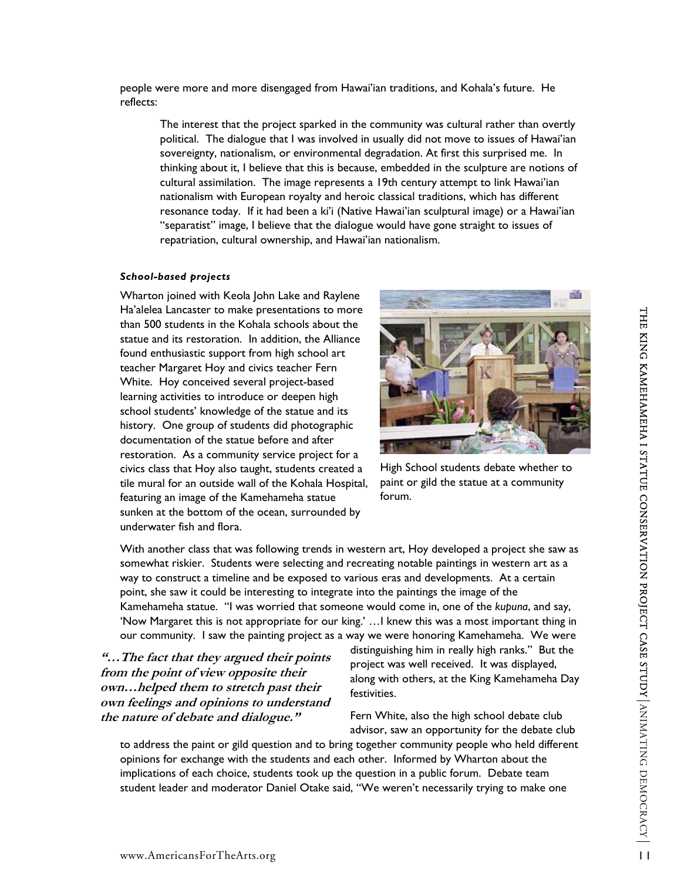people were more and more disengaged from Hawai'ian traditions, and Kohala's future. He reflects:

> The interest that the project sparked in the community was cultural rather than overtly political. The dialogue that I was involved in usually did not move to issues of Hawai'ian sovereignty, nationalism, or environmental degradation. At first this surprised me. In thinking about it, I believe that this is because, embedded in the sculpture are notions of cultural assimilation. The image represents a 19th century attempt to link Hawai'ian nationalism with European royalty and heroic classical traditions, which has different resonance today. If it had been a ki'i (Native Hawai'ian sculptural image) or a Hawai'ian "separatist" image, I believe that the dialogue would have gone straight to issues of repatriation, cultural ownership, and Hawai'ian nationalism.

***School-based projects***

Wharton joined with Keola John Lake and Raylene Ha'alelea Lancaster to make presentations to more than 500 students in the Kohala schools about the statue and its restoration. In addition, the Alliance found enthusiastic support from high school art teacher Margaret Hoy and civics teacher Fern White. Hoy conceived several project-based learning activities to introduce or deepen high school students' knowledge of the statue and its history. One group of students did photographic documentation of the statue before and after restoration. As a community service project for a civics class that Hoy also taught, students created a tile mural for an outside wall of the Kohala Hospital, featuring an image of the Kamehameha statue sunken at the bottom of the ocean, surrounded by underwater fish and flora.

High School students debate whether to paint or gild the statue at a community forum.

With another class that was following trends in western art, Hoy developed a project she saw as somewhat riskier. Students were selecting and recreating notable paintings in western art as a way to construct a timeline and be exposed to various eras and developments. At a certain point, she saw it could be interesting to integrate into the paintings the image of the Kamehameha statue. "I was worried that someone would come in, one of the *kupuna*, and say, 'Now Margaret this is not appropriate for our king.' …I knew this was a most important thing in our community. I saw the painting project as a way we were honoring Kamehameha. We were distinguishing him in really high ranks." But the project was well received. It was displayed, along with others, at the King Kamehameha Day festivities.

> ***"…The fact that they argued their points from the point of view opposite their own…helped them to stretch past their own feelings and opinions to understand the nature of debate and dialogue."***

Fern White, also the high school debate club advisor, saw an opportunity for the debate club to address the paint or gild question and to bring together community people who held different opinions for exchange with the students and each other. Informed by Wharton about the implications of each choice, students took up the question in a public forum. Debate team student leader and moderator Daniel Otake said, "We weren't necessarily trying to make one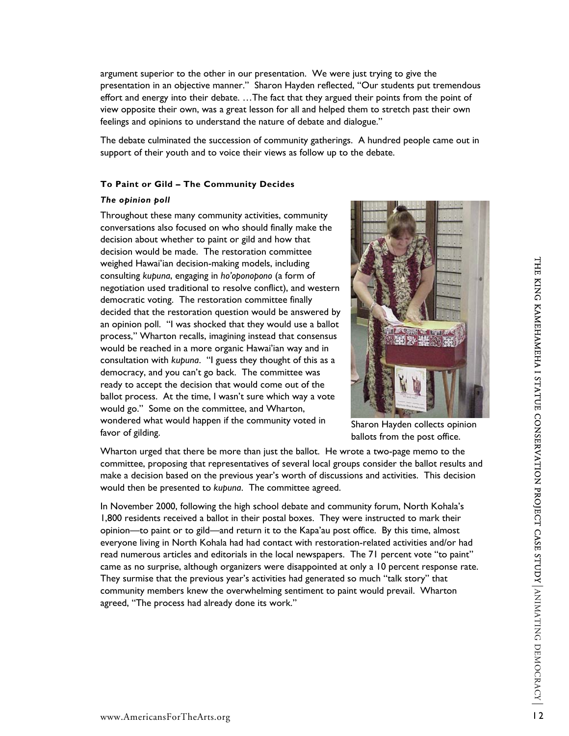argument superior to the other in our presentation. We were just trying to give the presentation in an objective manner." Sharon Hayden reflected, "Our students put tremendous effort and energy into their debate. …The fact that they argued their points from the point of view opposite their own, was a great lesson for all and helped them to stretch past their own feelings and opinions to understand the nature of debate and dialogue."

The debate culminated the succession of community gatherings. A hundred people came out in support of their youth and to voice their views as follow up to the debate.

### To Paint or Gild – The Community Decides

#### *The opinion poll*

Throughout these many community activities, community conversations also focused on who should finally make the decision about whether to paint or gild and how that decision would be made. The restoration committee weighed Hawai'ian decision-making models, including consulting *kupuna*, engaging in *ho'oponopono* (a form of negotiation used traditional to resolve conflict), and western democratic voting. The restoration committee finally decided that the restoration question would be answered by an opinion poll. "I was shocked that they would use a ballot process," Wharton recalls, imagining instead that consensus would be reached in a more organic Hawai'ian way and in consultation with *kupuna*. "I guess they thought of this as a democracy, and you can't go back. The committee was ready to accept the decision that would come out of the ballot process. At the time, I wasn't sure which way a vote would go." Some on the committee, and Wharton, wondered what would happen if the community voted in favor of gilding.

Sharon Hayden collects opinion ballots from the post office.

Wharton urged that there be more than just the ballot. He wrote a two-page memo to the committee, proposing that representatives of several local groups consider the ballot results and make a decision based on the previous year's worth of discussions and activities. This decision would then be presented to *kupuna*. The committee agreed.

In November 2000, following the high school debate and community forum, North Kohala's 1,800 residents received a ballot in their postal boxes. They were instructed to mark their opinion—to paint or to gild—and return it to the Kapa'au post office. By this time, almost everyone living in North Kohala had had contact with restoration-related activities and/or had read numerous articles and editorials in the local newspapers. The 71 percent vote "to paint" came as no surprise, although organizers were disappointed at only a 10 percent response rate. They surmise that the previous year's activities had generated so much "talk story" that community members knew the overwhelming sentiment to paint would prevail. Wharton agreed, "The process had already done its work."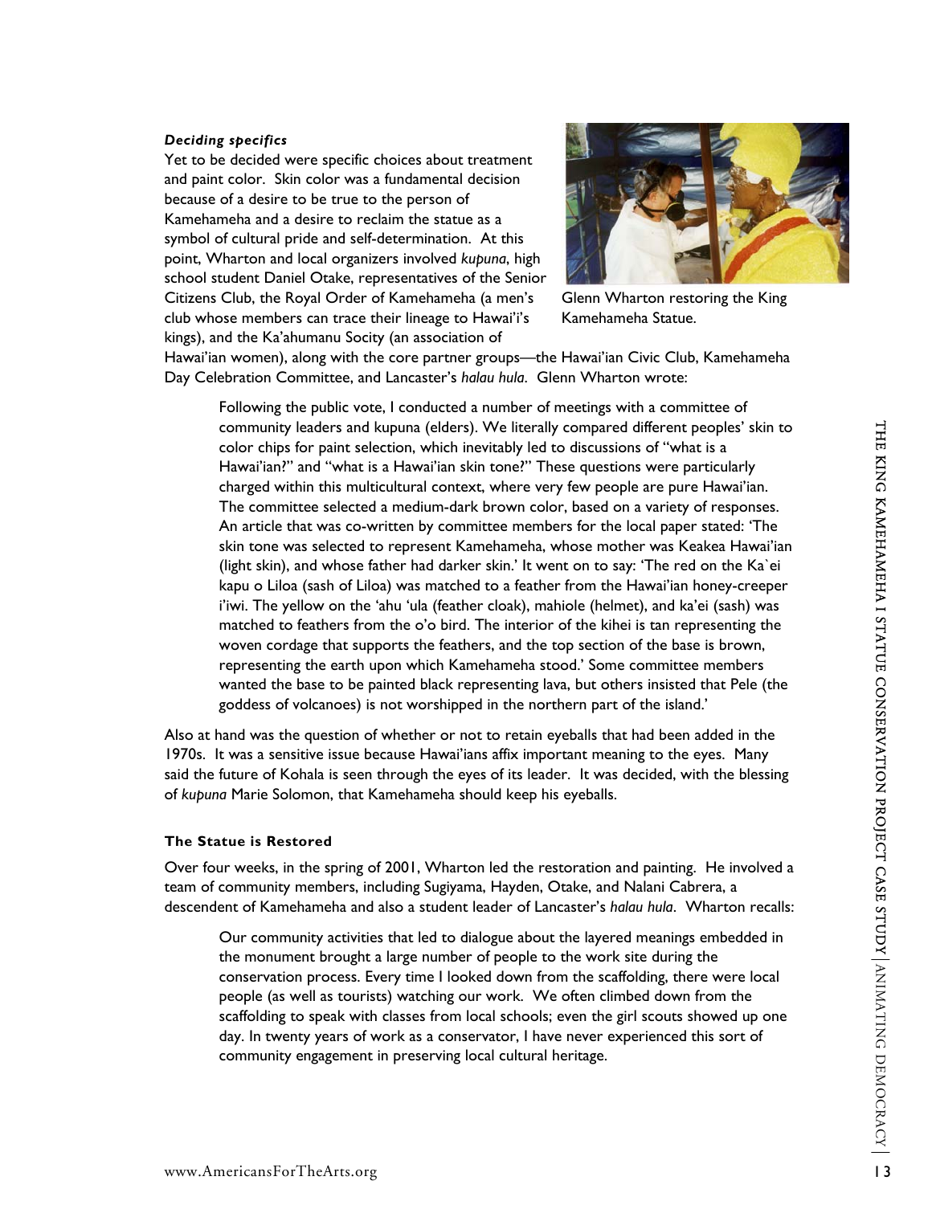***Deciding specifics***

Yet to be decided were specific choices about treatment and paint color. Skin color was a fundamental decision because of a desire to be true to the person of Kamehameha and a desire to reclaim the statue as a symbol of cultural pride and self-determination. At this point, Wharton and local organizers involved *kupuna*, high school student Daniel Otake, representatives of the Senior Citizens Club, the Royal Order of Kamehameha (a men's club whose members can trace their lineage to Hawai'i's kings), and the Ka'ahumanu Socity (an association of Hawai'ian women), along with the core partner groups—the Hawai'ian Civic Club, Kamehameha Day Celebration Committee, and Lancaster's *halau hula*. Glenn Wharton wrote:

Glenn Wharton restoring the King Kamehameha Statue.

> Following the public vote, I conducted a number of meetings with a committee of community leaders and kupuna (elders). We literally compared different peoples' skin to color chips for paint selection, which inevitably led to discussions of "what is a Hawai'ian?" and "what is a Hawai'ian skin tone?" These questions were particularly charged within this multicultural context, where very few people are pure Hawai'ian. The committee selected a medium-dark brown color, based on a variety of responses. An article that was co-written by committee members for the local paper stated: 'The skin tone was selected to represent Kamehameha, whose mother was Keakea Hawai'ian (light skin), and whose father had darker skin.' It went on to say: 'The red on the Ka`ei kapu o Liloa (sash of Liloa) was matched to a feather from the Hawai'ian honey-creeper i'iwi. The yellow on the 'ahu 'ula (feather cloak), mahiole (helmet), and ka'ei (sash) was matched to feathers from the o'o bird. The interior of the kihei is tan representing the woven cordage that supports the feathers, and the top section of the base is brown, representing the earth upon which Kamehameha stood.' Some committee members wanted the base to be painted black representing lava, but others insisted that Pele (the goddess of volcanoes) is not worshipped in the northern part of the island.'

Also at hand was the question of whether or not to retain eyeballs that had been added in the 1970s. It was a sensitive issue because Hawai'ians affix important meaning to the eyes. Many said the future of Kohala is seen through the eyes of its leader. It was decided, with the blessing of *kupuna* Marie Solomon, that Kamehameha should keep his eyeballs.

**The Statue is Restored**

Over four weeks, in the spring of 2001, Wharton led the restoration and painting. He involved a team of community members, including Sugiyama, Hayden, Otake, and Nalani Cabrera, a descendent of Kamehameha and also a student leader of Lancaster's *halau hula*. Wharton recalls:

> Our community activities that led to dialogue about the layered meanings embedded in the monument brought a large number of people to the work site during the conservation process. Every time I looked down from the scaffolding, there were local people (as well as tourists) watching our work. We often climbed down from the scaffolding to speak with classes from local schools; even the girl scouts showed up one day. In twenty years of work as a conservator, I have never experienced this sort of community engagement in preserving local cultural heritage.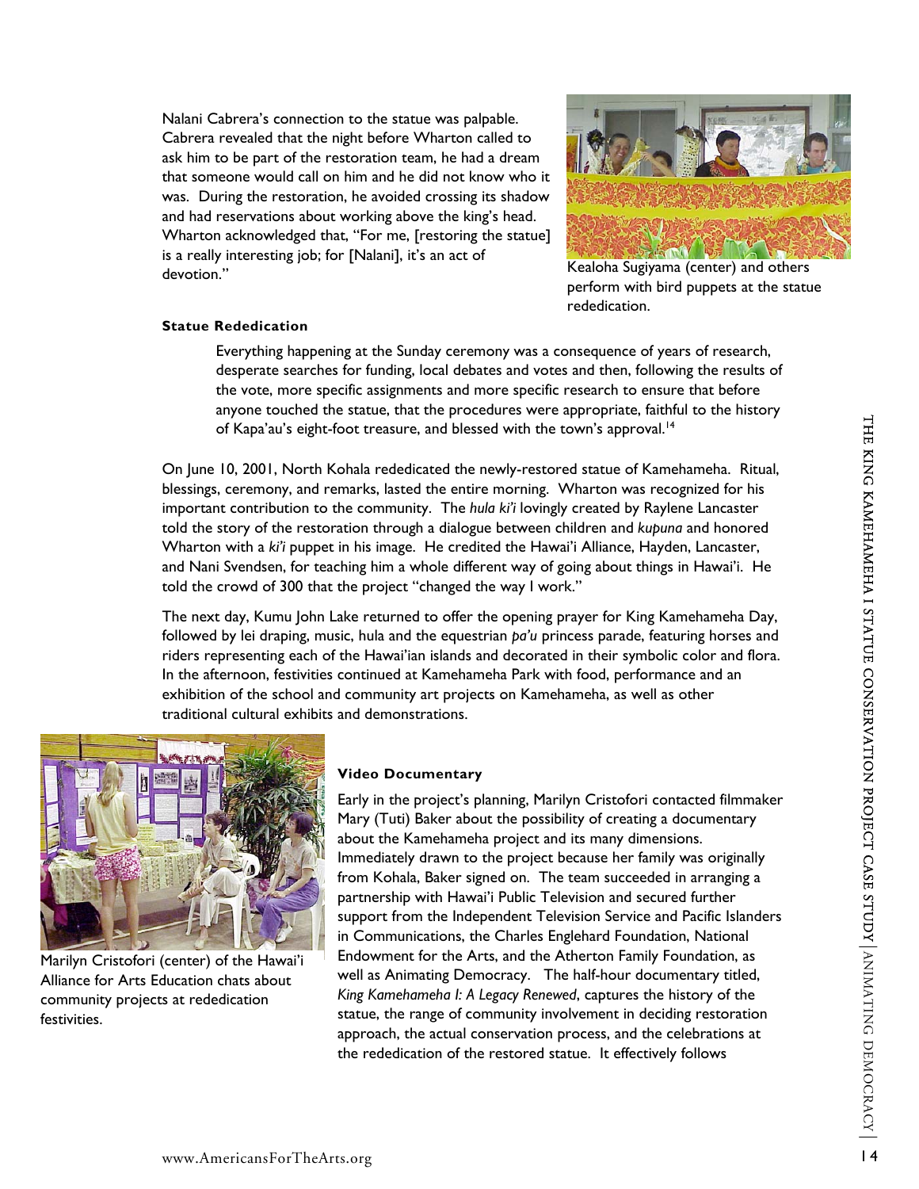Nalani Cabrera's connection to the statue was palpable. Cabrera revealed that the night before Wharton called to ask him to be part of the restoration team, he had a dream that someone would call on him and he did not know who it was. During the restoration, he avoided crossing its shadow and had reservations about working above the king's head. Wharton acknowledged that, "For me, [restoring the statue] is a really interesting job; for [Nalani], it's an act of devotion."

Kealoha Sugiyama (center) and others perform with bird puppets at the statue rededication.

**Statue Rededication**

> Everything happening at the Sunday ceremony was a consequence of years of research, desperate searches for funding, local debates and votes and then, following the results of the vote, more specific assignments and more specific research to ensure that before anyone touched the statue, that the procedures were appropriate, faithful to the history of Kapa'au's eight-foot treasure, and blessed with the town's approval.[14]

On June 10, 2001, North Kohala rededicated the newly-restored statue of Kamehameha. Ritual, blessings, ceremony, and remarks, lasted the entire morning. Wharton was recognized for his important contribution to the community. The *hula ki'i* lovingly created by Raylene Lancaster told the story of the restoration through a dialogue between children and *kupuna* and honored Wharton with a *ki'i* puppet in his image. He credited the Hawai'i Alliance, Hayden, Lancaster, and Nani Svendsen, for teaching him a whole different way of going about things in Hawai'i. He told the crowd of 300 that the project "changed the way I work."

The next day, Kumu John Lake returned to offer the opening prayer for King Kamehameha Day, followed by lei draping, music, hula and the equestrian *pa'u* princess parade, featuring horses and riders representing each of the Hawai'ian islands and decorated in their symbolic color and flora. In the afternoon, festivities continued at Kamehameha Park with food, performance and an exhibition of the school and community art projects on Kamehameha, as well as other traditional cultural exhibits and demonstrations.

Marilyn Cristofori (center) of the Hawai'i Alliance for Arts Education chats about community projects at rededication festivities.

**Video Documentary**

Early in the project's planning, Marilyn Cristofori contacted filmmaker Mary (Tuti) Baker about the possibility of creating a documentary about the Kamehameha project and its many dimensions. Immediately drawn to the project because her family was originally from Kohala, Baker signed on. The team succeeded in arranging a partnership with Hawai'i Public Television and secured further support from the Independent Television Service and Pacific Islanders in Communications, the Charles Englehard Foundation, National Endowment for the Arts, and the Atherton Family Foundation, as well as Animating Democracy. The half-hour documentary titled, *King Kamehameha I: A Legacy Renewed*, captures the history of the statue, the range of community involvement in deciding restoration approach, the actual conservation process, and the celebrations at the rededication of the restored statue. It effectively follows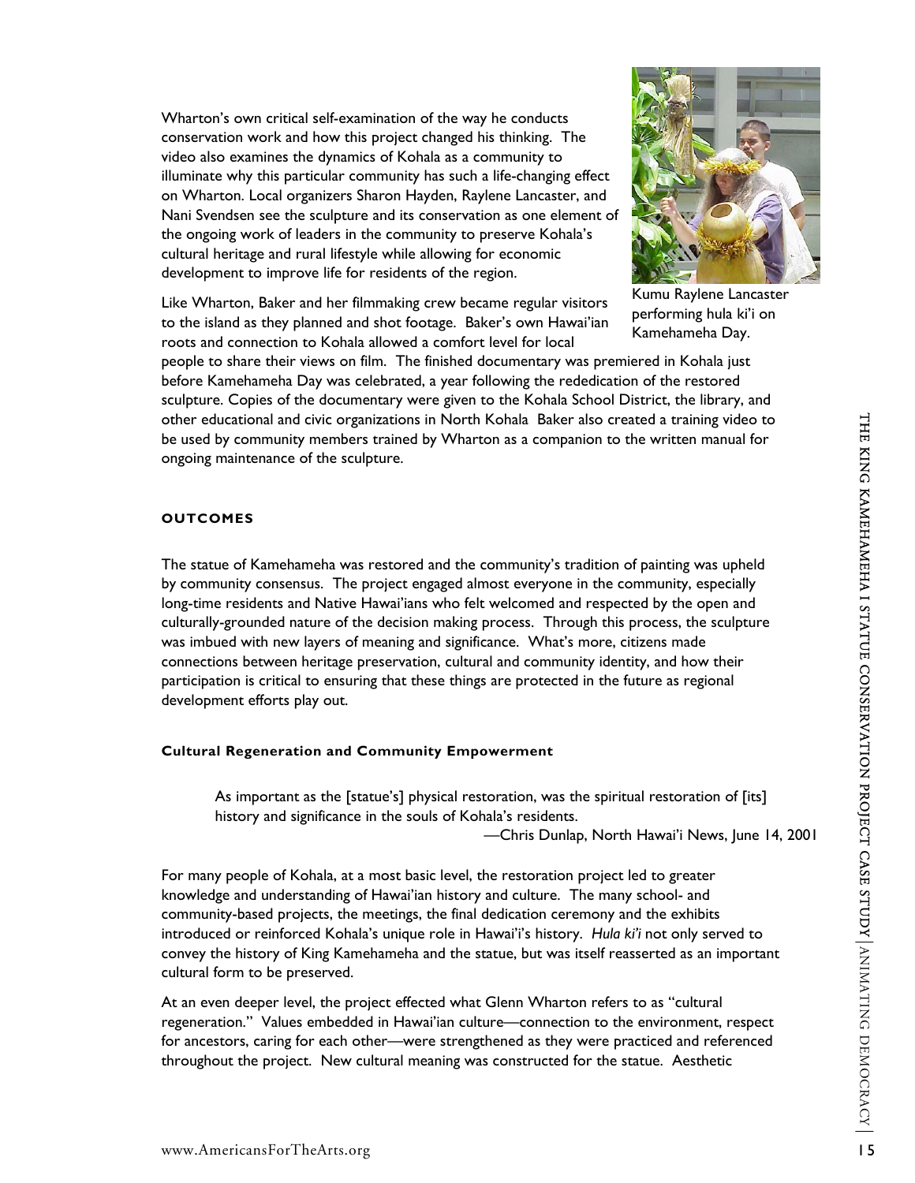Wharton's own critical self-examination of the way he conducts conservation work and how this project changed his thinking. The video also examines the dynamics of Kohala as a community to illuminate why this particular community has such a life-changing effect on Wharton. Local organizers Sharon Hayden, Raylene Lancaster, and Nani Svendsen see the sculpture and its conservation as one element of the ongoing work of leaders in the community to preserve Kohala's cultural heritage and rural lifestyle while allowing for economic development to improve life for residents of the region.

Kumu Raylene Lancaster performing hula ki'i on Kamehameha Day.

Like Wharton, Baker and her filmmaking crew became regular visitors to the island as they planned and shot footage. Baker's own Hawai'ian roots and connection to Kohala allowed a comfort level for local people to share their views on film. The finished documentary was premiered in Kohala just before Kamehameha Day was celebrated, a year following the rededication of the restored sculpture. Copies of the documentary were given to the Kohala School District, the library, and other educational and civic organizations in North Kohala Baker also created a training video to be used by community members trained by Wharton as a companion to the written manual for ongoing maintenance of the sculpture.

## OUTCOMES

The statue of Kamehameha was restored and the community's tradition of painting was upheld by community consensus. The project engaged almost everyone in the community, especially long-time residents and Native Hawai'ians who felt welcomed and respected by the open and culturally-grounded nature of the decision making process. Through this process, the sculpture was imbued with new layers of meaning and significance. What's more, citizens made connections between heritage preservation, cultural and community identity, and how their participation is critical to ensuring that these things are protected in the future as regional development efforts play out.

### Cultural Regeneration and Community Empowerment

> As important as the [statue's] physical restoration, was the spiritual restoration of [its] history and significance in the souls of Kohala's residents.
>
> —Chris Dunlap, North Hawai'i News, June 14, 2001

For many people of Kohala, at a most basic level, the restoration project led to greater knowledge and understanding of Hawai'ian history and culture. The many school- and community-based projects, the meetings, the final dedication ceremony and the exhibits introduced or reinforced Kohala's unique role in Hawai'i's history. *Hula ki'i* not only served to convey the history of King Kamehameha and the statue, but was itself reasserted as an important cultural form to be preserved.

At an even deeper level, the project effected what Glenn Wharton refers to as "cultural regeneration." Values embedded in Hawai'ian culture—connection to the environment, respect for ancestors, caring for each other—were strengthened as they were practiced and referenced throughout the project. New cultural meaning was constructed for the statue. Aesthetic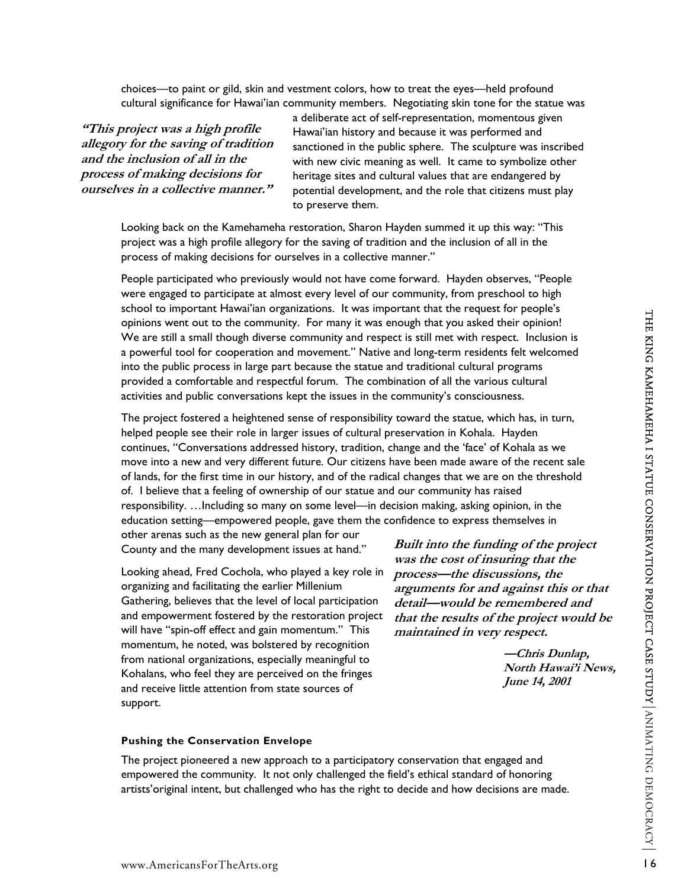choices—to paint or gild, skin and vestment colors, how to treat the eyes—held profound cultural significance for Hawai'ian community members. Negotiating skin tone for the statue was a deliberate act of self-representation, momentous given Hawai'ian history and because it was performed and sanctioned in the public sphere. The sculpture was inscribed with new civic meaning as well. It came to symbolize other heritage sites and cultural values that are endangered by potential development, and the role that citizens must play to preserve them.

***"This project was a high profile allegory for the saving of tradition and the inclusion of all in the process of making decisions for ourselves in a collective manner."***

Looking back on the Kamehameha restoration, Sharon Hayden summed it up this way: "This project was a high profile allegory for the saving of tradition and the inclusion of all in the process of making decisions for ourselves in a collective manner."

People participated who previously would not have come forward. Hayden observes, "People were engaged to participate at almost every level of our community, from preschool to high school to important Hawai'ian organizations. It was important that the request for people's opinions went out to the community. For many it was enough that you asked their opinion! We are still a small though diverse community and respect is still met with respect. Inclusion is a powerful tool for cooperation and movement." Native and long-term residents felt welcomed into the public process in large part because the statue and traditional cultural programs provided a comfortable and respectful forum. The combination of all the various cultural activities and public conversations kept the issues in the community's consciousness.

The project fostered a heightened sense of responsibility toward the statue, which has, in turn, helped people see their role in larger issues of cultural preservation in Kohala. Hayden continues, "Conversations addressed history, tradition, change and the 'face' of Kohala as we move into a new and very different future. Our citizens have been made aware of the recent sale of lands, for the first time in our history, and of the radical changes that we are on the threshold of. I believe that a feeling of ownership of our statue and our community has raised responsibility. …Including so many on some level—in decision making, asking opinion, in the education setting—empowered people, gave them the confidence to express themselves in other arenas such as the new general plan for our County and the many development issues at hand."

Looking ahead, Fred Cochola, who played a key role in organizing and facilitating the earlier Millenium Gathering, believes that the level of local participation and empowerment fostered by the restoration project will have "spin-off effect and gain momentum." This momentum, he noted, was bolstered by recognition from national organizations, especially meaningful to Kohalans, who feel they are perceived on the fringes and receive little attention from state sources of support.

***Built into the funding of the project was the cost of insuring that the process—the discussions, the arguments for and against this or that detail—would be remembered and that the results of the project would be maintained in very respect.***

***—Chris Dunlap, North Hawai'i News, June 14, 2001***

#### Pushing the Conservation Envelope

The project pioneered a new approach to a participatory conservation that engaged and empowered the community. It not only challenged the field's ethical standard of honoring artists'original intent, but challenged who has the right to decide and how decisions are made.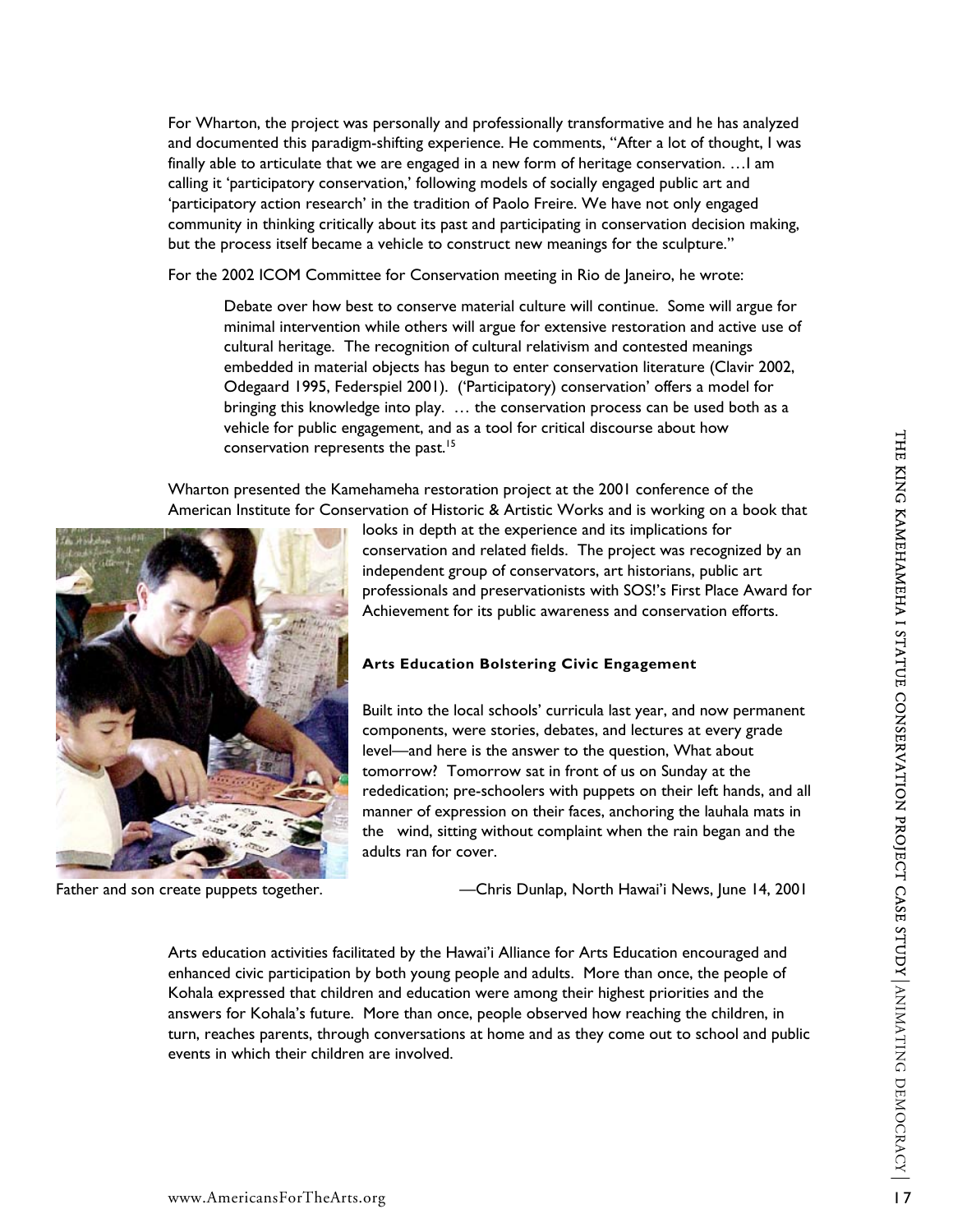For Wharton, the project was personally and professionally transformative and he has analyzed and documented this paradigm-shifting experience. He comments, "After a lot of thought, I was finally able to articulate that we are engaged in a new form of heritage conservation. …I am calling it 'participatory conservation,' following models of socially engaged public art and 'participatory action research' in the tradition of Paolo Freire. We have not only engaged community in thinking critically about its past and participating in conservation decision making, but the process itself became a vehicle to construct new meanings for the sculpture."

For the 2002 ICOM Committee for Conservation meeting in Rio de Janeiro, he wrote:

> Debate over how best to conserve material culture will continue. Some will argue for minimal intervention while others will argue for extensive restoration and active use of cultural heritage. The recognition of cultural relativism and contested meanings embedded in material objects has begun to enter conservation literature (Clavir 2002, Odegaard 1995, Federspiel 2001). ('Participatory) conservation' offers a model for bringing this knowledge into play. … the conservation process can be used both as a vehicle for public engagement, and as a tool for critical discourse about how conservation represents the past.[15]

Wharton presented the Kamehameha restoration project at the 2001 conference of the American Institute for Conservation of Historic & Artistic Works and is working on a book that looks in depth at the experience and its implications for conservation and related fields. The project was recognized by an independent group of conservators, art historians, public art professionals and preservationists with SOS!'s First Place Award for Achievement for its public awareness and conservation efforts.

Father and son create puppets together.

**Arts Education Bolstering Civic Engagement**

> Built into the local schools' curricula last year, and now permanent components, were stories, debates, and lectures at every grade level—and here is the answer to the question, What about tomorrow? Tomorrow sat in front of us on Sunday at the rededication; pre-schoolers with puppets on their left hands, and all manner of expression on their faces, anchoring the lauhala mats in the wind, sitting without complaint when the rain began and the adults ran for cover.
>
> —Chris Dunlap, North Hawai'i News, June 14, 2001

Arts education activities facilitated by the Hawai'i Alliance for Arts Education encouraged and enhanced civic participation by both young people and adults. More than once, the people of Kohala expressed that children and education were among their highest priorities and the answers for Kohala's future. More than once, people observed how reaching the children, in turn, reaches parents, through conversations at home and as they come out to school and public events in which their children are involved.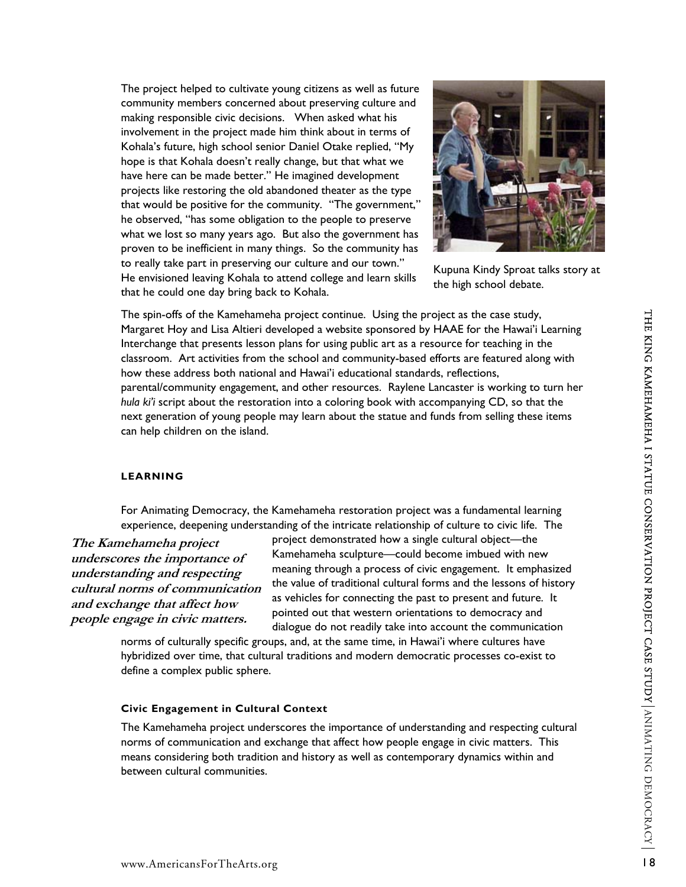The project helped to cultivate young citizens as well as future community members concerned about preserving culture and making responsible civic decisions. When asked what his involvement in the project made him think about in terms of Kohala's future, high school senior Daniel Otake replied, "My hope is that Kohala doesn't really change, but that what we have here can be made better." He imagined development projects like restoring the old abandoned theater as the type that would be positive for the community. "The government," he observed, "has some obligation to the people to preserve what we lost so many years ago. But also the government has proven to be inefficient in many things. So the community has to really take part in preserving our culture and our town." He envisioned leaving Kohala to attend college and learn skills that he could one day bring back to Kohala.

Kupuna Kindy Sproat talks story at the high school debate.

The spin-offs of the Kamehameha project continue. Using the project as the case study, Margaret Hoy and Lisa Altieri developed a website sponsored by HAAE for the Hawai'i Learning Interchange that presents lesson plans for using public art as a resource for teaching in the classroom. Art activities from the school and community-based efforts are featured along with how these address both national and Hawai'i educational standards, reflections, parental/community engagement, and other resources. Raylene Lancaster is working to turn her *hula ki'i* script about the restoration into a coloring book with accompanying CD, so that the next generation of young people may learn about the statue and funds from selling these items can help children on the island.

## LEARNING

For Animating Democracy, the Kamehameha restoration project was a fundamental learning experience, deepening understanding of the intricate relationship of culture to civic life. The project demonstrated how a single cultural object—the Kamehameha sculpture—could become imbued with new meaning through a process of civic engagement. It emphasized the value of traditional cultural forms and the lessons of history as vehicles for connecting the past to present and future. It pointed out that western orientations to democracy and dialogue do not readily take into account the communication norms of culturally specific groups, and, at the same time, in Hawai'i where cultures have hybridized over time, that cultural traditions and modern democratic processes co-exist to define a complex public sphere.

***The Kamehameha project underscores the importance of understanding and respecting cultural norms of communication and exchange that affect how people engage in civic matters.***

### Civic Engagement in Cultural Context

The Kamehameha project underscores the importance of understanding and respecting cultural norms of communication and exchange that affect how people engage in civic matters. This means considering both tradition and history as well as contemporary dynamics within and between cultural communities.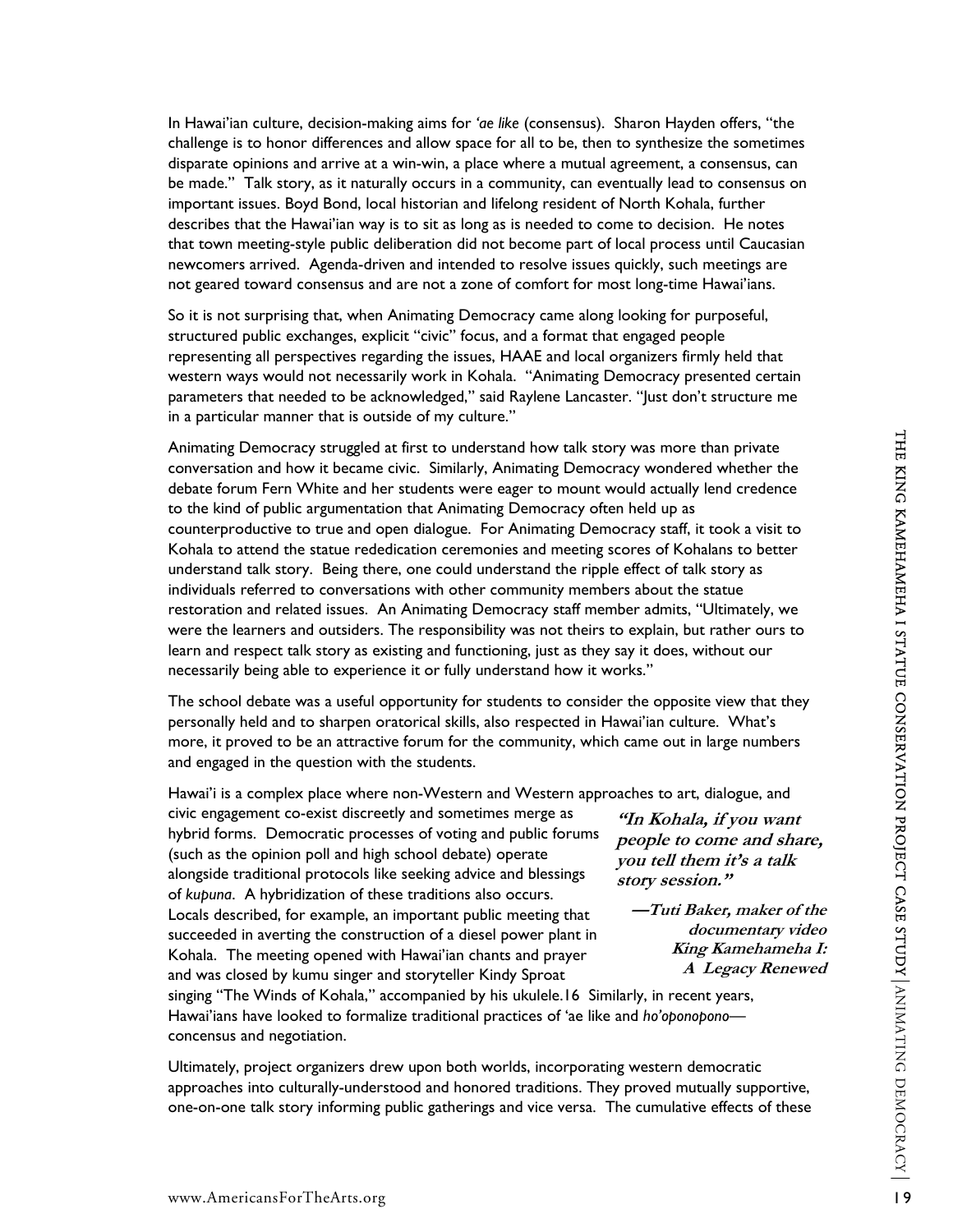In Hawai'ian culture, decision-making aims for *'ae like* (consensus). Sharon Hayden offers, "the challenge is to honor differences and allow space for all to be, then to synthesize the sometimes disparate opinions and arrive at a win-win, a place where a mutual agreement, a consensus, can be made." Talk story, as it naturally occurs in a community, can eventually lead to consensus on important issues. Boyd Bond, local historian and lifelong resident of North Kohala, further describes that the Hawai'ian way is to sit as long as is needed to come to decision. He notes that town meeting-style public deliberation did not become part of local process until Caucasian newcomers arrived. Agenda-driven and intended to resolve issues quickly, such meetings are not geared toward consensus and are not a zone of comfort for most long-time Hawai'ians.

So it is not surprising that, when Animating Democracy came along looking for purposeful, structured public exchanges, explicit "civic" focus, and a format that engaged people representing all perspectives regarding the issues, HAAE and local organizers firmly held that western ways would not necessarily work in Kohala. "Animating Democracy presented certain parameters that needed to be acknowledged," said Raylene Lancaster. "Just don't structure me in a particular manner that is outside of my culture."

Animating Democracy struggled at first to understand how talk story was more than private conversation and how it became civic. Similarly, Animating Democracy wondered whether the debate forum Fern White and her students were eager to mount would actually lend credence to the kind of public argumentation that Animating Democracy often held up as counterproductive to true and open dialogue. For Animating Democracy staff, it took a visit to Kohala to attend the statue rededication ceremonies and meeting scores of Kohalans to better understand talk story. Being there, one could understand the ripple effect of talk story as individuals referred to conversations with other community members about the statue restoration and related issues. An Animating Democracy staff member admits, "Ultimately, we were the learners and outsiders. The responsibility was not theirs to explain, but rather ours to learn and respect talk story as existing and functioning, just as they say it does, without our necessarily being able to experience it or fully understand how it works."

The school debate was a useful opportunity for students to consider the opposite view that they personally held and to sharpen oratorical skills, also respected in Hawai'ian culture. What's more, it proved to be an attractive forum for the community, which came out in large numbers and engaged in the question with the students.

Hawai'i is a complex place where non-Western and Western approaches to art, dialogue, and civic engagement co-exist discreetly and sometimes merge as hybrid forms. Democratic processes of voting and public forums (such as the opinion poll and high school debate) operate alongside traditional protocols like seeking advice and blessings of *kupuna*. A hybridization of these traditions also occurs. Locals described, for example, an important public meeting that succeeded in averting the construction of a diesel power plant in Kohala. The meeting opened with Hawai'ian chants and prayer and was closed by kumu singer and storyteller Kindy Sproat singing "The Winds of Kohala," accompanied by his ukulele.[16] Similarly, in recent years, Hawai'ians have looked to formalize traditional practices of 'ae like and *ho'oponopono*—concensus and negotiation.

> ***"In Kohala, if you want people to come and share, you tell them it's a talk story session."***
>
> ***—Tuti Baker, maker of the documentary video King Kamehameha I: A Legacy Renewed***

Ultimately, project organizers drew upon both worlds, incorporating western democratic approaches into culturally-understood and honored traditions. They proved mutually supportive, one-on-one talk story informing public gatherings and vice versa. The cumulative effects of these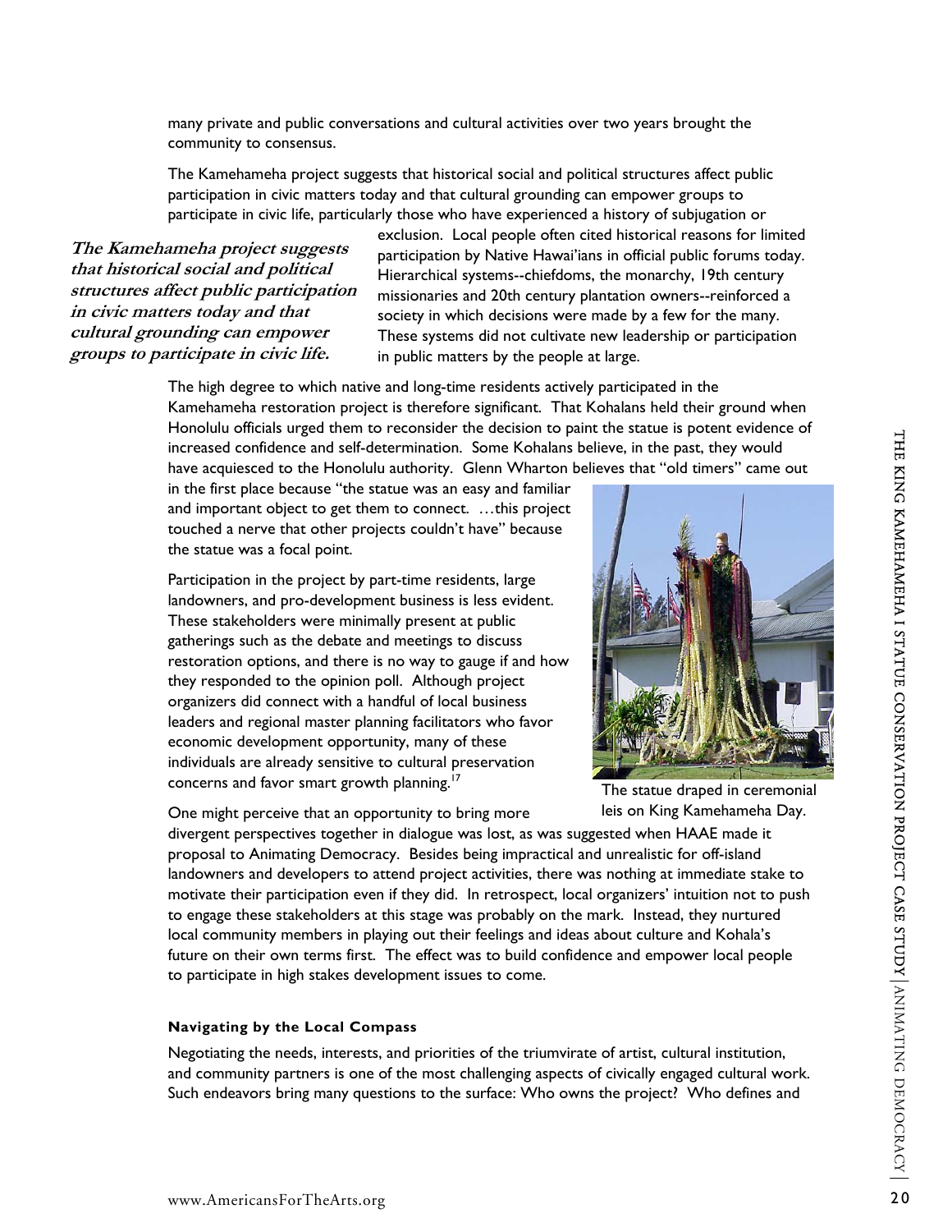many private and public conversations and cultural activities over two years brought the community to consensus.

The Kamehameha project suggests that historical social and political structures affect public participation in civic matters today and that cultural grounding can empower groups to participate in civic life, particularly those who have experienced a history of subjugation or exclusion. Local people often cited historical reasons for limited participation by Native Hawai'ians in official public forums today. Hierarchical systems--chiefdoms, the monarchy, 19th century missionaries and 20th century plantation owners--reinforced a society in which decisions were made by a few for the many. These systems did not cultivate new leadership or participation in public matters by the people at large.

***The Kamehameha project suggests that historical social and political structures affect public participation in civic matters today and that cultural grounding can empower groups to participate in civic life.***

The high degree to which native and long-time residents actively participated in the Kamehameha restoration project is therefore significant. That Kohalans held their ground when Honolulu officials urged them to reconsider the decision to paint the statue is potent evidence of increased confidence and self-determination. Some Kohalans believe, in the past, they would have acquiesced to the Honolulu authority. Glenn Wharton believes that "old timers" came out in the first place because "the statue was an easy and familiar and important object to get them to connect. …this project touched a nerve that other projects couldn't have" because the statue was a focal point.

Participation in the project by part-time residents, large landowners, and pro-development business is less evident. These stakeholders were minimally present at public gatherings such as the debate and meetings to discuss restoration options, and there is no way to gauge if and how they responded to the opinion poll. Although project organizers did connect with a handful of local business leaders and regional master planning facilitators who favor economic development opportunity, many of these individuals are already sensitive to cultural preservation concerns and favor smart growth planning.[17]

The statue draped in ceremonial leis on King Kamehameha Day.

One might perceive that an opportunity to bring more divergent perspectives together in dialogue was lost, as was suggested when HAAE made it proposal to Animating Democracy. Besides being impractical and unrealistic for off-island landowners and developers to attend project activities, there was nothing at immediate stake to motivate their participation even if they did. In retrospect, local organizers' intuition not to push to engage these stakeholders at this stage was probably on the mark. Instead, they nurtured local community members in playing out their feelings and ideas about culture and Kohala's future on their own terms first. The effect was to build confidence and empower local people to participate in high stakes development issues to come.

#### Navigating by the Local Compass

Negotiating the needs, interests, and priorities of the triumvirate of artist, cultural institution, and community partners is one of the most challenging aspects of civically engaged cultural work. Such endeavors bring many questions to the surface: Who owns the project? Who defines and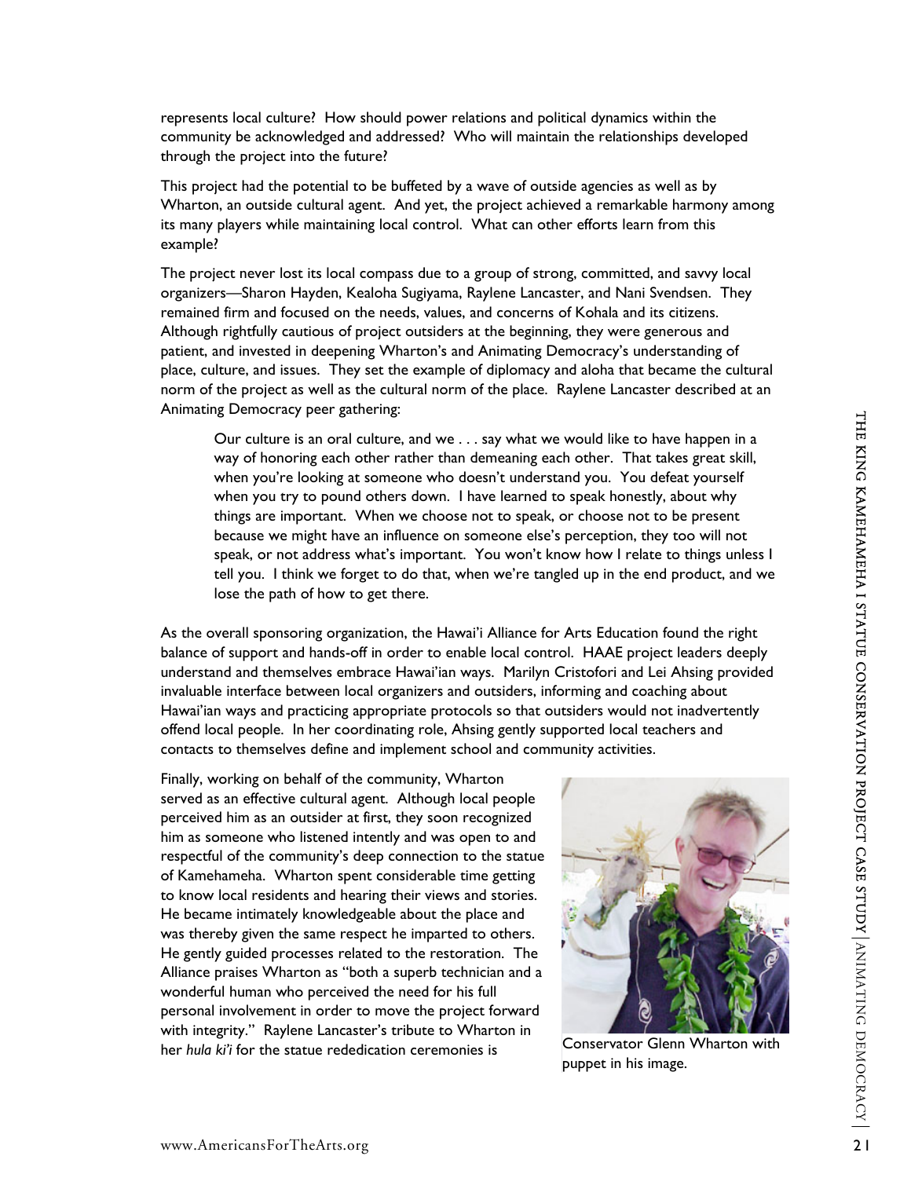represents local culture? How should power relations and political dynamics within the community be acknowledged and addressed? Who will maintain the relationships developed through the project into the future?

This project had the potential to be buffeted by a wave of outside agencies as well as by Wharton, an outside cultural agent. And yet, the project achieved a remarkable harmony among its many players while maintaining local control. What can other efforts learn from this example?

The project never lost its local compass due to a group of strong, committed, and savvy local organizers—Sharon Hayden, Kealoha Sugiyama, Raylene Lancaster, and Nani Svendsen. They remained firm and focused on the needs, values, and concerns of Kohala and its citizens. Although rightfully cautious of project outsiders at the beginning, they were generous and patient, and invested in deepening Wharton's and Animating Democracy's understanding of place, culture, and issues. They set the example of diplomacy and aloha that became the cultural norm of the project as well as the cultural norm of the place. Raylene Lancaster described at an Animating Democracy peer gathering:

> Our culture is an oral culture, and we . . . say what we would like to have happen in a way of honoring each other rather than demeaning each other. That takes great skill, when you're looking at someone who doesn't understand you. You defeat yourself when you try to pound others down. I have learned to speak honestly, about why things are important. When we choose not to speak, or choose not to be present because we might have an influence on someone else's perception, they too will not speak, or not address what's important. You won't know how I relate to things unless I tell you. I think we forget to do that, when we're tangled up in the end product, and we lose the path of how to get there.

As the overall sponsoring organization, the Hawai'i Alliance for Arts Education found the right balance of support and hands-off in order to enable local control. HAAE project leaders deeply understand and themselves embrace Hawai'ian ways. Marilyn Cristofori and Lei Ahsing provided invaluable interface between local organizers and outsiders, informing and coaching about Hawai'ian ways and practicing appropriate protocols so that outsiders would not inadvertently offend local people. In her coordinating role, Ahsing gently supported local teachers and contacts to themselves define and implement school and community activities.

Finally, working on behalf of the community, Wharton served as an effective cultural agent. Although local people perceived him as an outsider at first, they soon recognized him as someone who listened intently and was open to and respectful of the community's deep connection to the statue of Kamehameha. Wharton spent considerable time getting to know local residents and hearing their views and stories. He became intimately knowledgeable about the place and was thereby given the same respect he imparted to others. He gently guided processes related to the restoration. The Alliance praises Wharton as "both a superb technician and a wonderful human who perceived the need for his full personal involvement in order to move the project forward with integrity." Raylene Lancaster's tribute to Wharton in her *hula ki'i* for the statue rededication ceremonies is

Conservator Glenn Wharton with puppet in his image.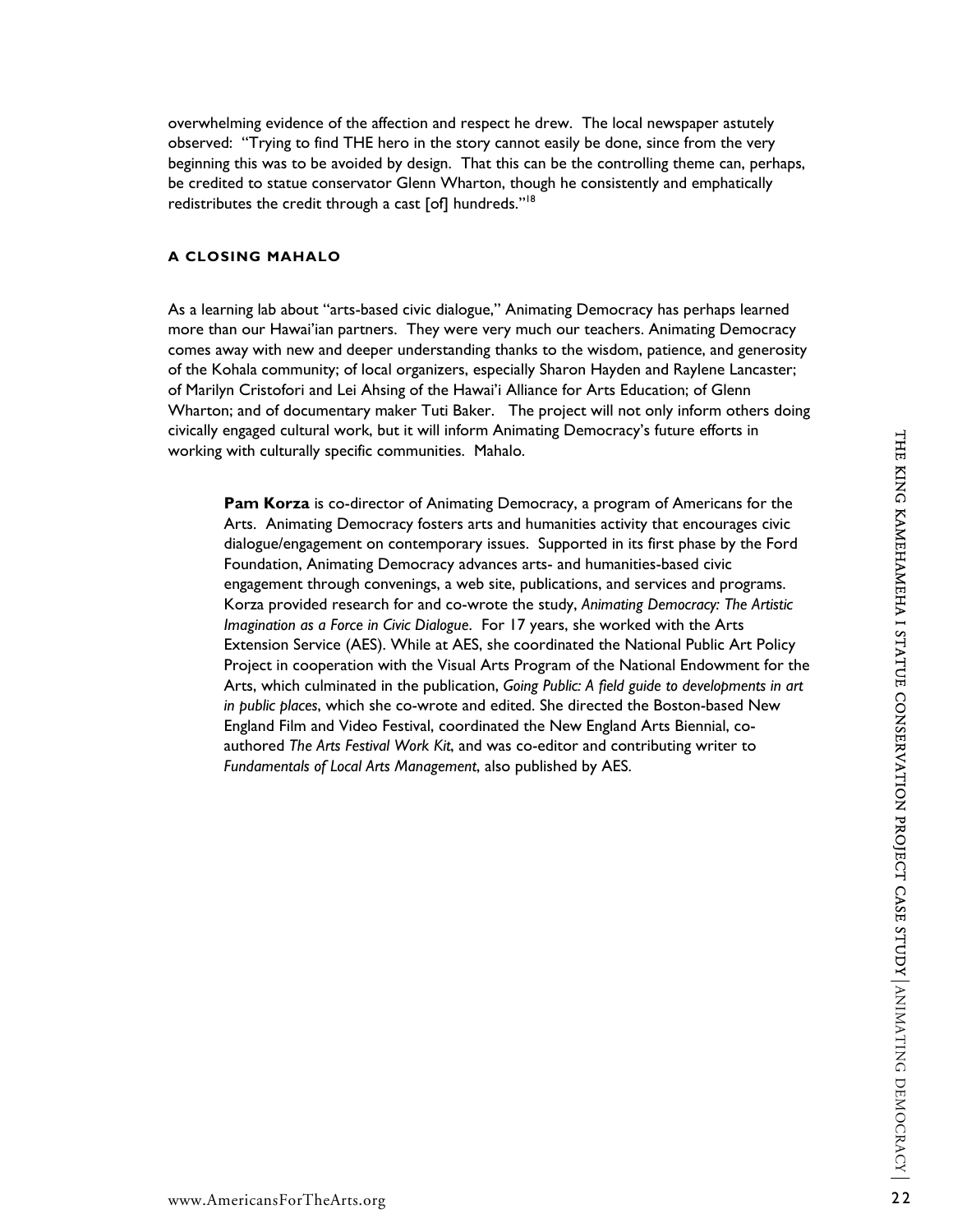overwhelming evidence of the affection and respect he drew. The local newspaper astutely observed: "Trying to find THE hero in the story cannot easily be done, since from the very beginning this was to be avoided by design. That this can be the controlling theme can, perhaps, be credited to statue conservator Glenn Wharton, though he consistently and emphatically redistributes the credit through a cast [of] hundreds."[18]

#### A CLOSING MAHALO

As a learning lab about "arts-based civic dialogue," Animating Democracy has perhaps learned more than our Hawai'ian partners. They were very much our teachers. Animating Democracy comes away with new and deeper understanding thanks to the wisdom, patience, and generosity of the Kohala community; of local organizers, especially Sharon Hayden and Raylene Lancaster; of Marilyn Cristofori and Lei Ahsing of the Hawai'i Alliance for Arts Education; of Glenn Wharton; and of documentary maker Tuti Baker. The project will not only inform others doing civically engaged cultural work, but it will inform Animating Democracy's future efforts in working with culturally specific communities. Mahalo.

> **Pam Korza** is co-director of Animating Democracy, a program of Americans for the Arts. Animating Democracy fosters arts and humanities activity that encourages civic dialogue/engagement on contemporary issues. Supported in its first phase by the Ford Foundation, Animating Democracy advances arts- and humanities-based civic engagement through convenings, a web site, publications, and services and programs. Korza provided research for and co-wrote the study, *Animating Democracy: The Artistic Imagination as a Force in Civic Dialogue*. For 17 years, she worked with the Arts Extension Service (AES). While at AES, she coordinated the National Public Art Policy Project in cooperation with the Visual Arts Program of the National Endowment for the Arts, which culminated in the publication, *Going Public: A field guide to developments in art in public places*, which she co-wrote and edited. She directed the Boston-based New England Film and Video Festival, coordinated the New England Arts Biennial, co-authored *The Arts Festival Work Kit*, and was co-editor and contributing writer to *Fundamentals of Local Arts Management*, also published by AES.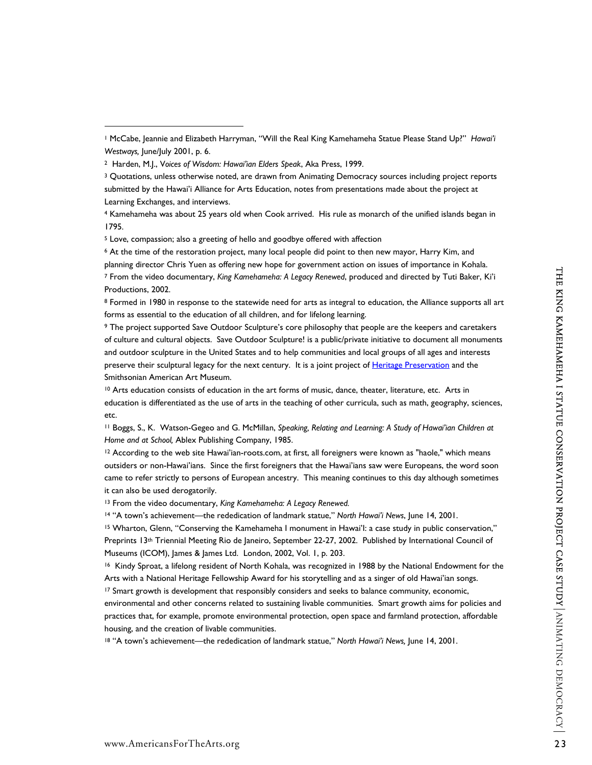[1] McCabe, Jeannie and Elizabeth Harryman, "Will the Real King Kamehameha Statue Please Stand Up?" *Hawai'i Westways,* June/July 2001, p. 6.

[2] Harden, M.J., *Voices of Wisdom: Hawai'ian Elders Speak*, Aka Press, 1999.

[3] Quotations, unless otherwise noted, are drawn from Animating Democracy sources including project reports submitted by the Hawai'i Alliance for Arts Education, notes from presentations made about the project at Learning Exchanges, and interviews.

[4] Kamehameha was about 25 years old when Cook arrived. His rule as monarch of the unified islands began in 1795.

[5] Love, compassion; also a greeting of hello and goodbye offered with affection

[6] At the time of the restoration project, many local people did point to then new mayor, Harry Kim, and planning director Chris Yuen as offering new hope for government action on issues of importance in Kohala.

[7] From the video documentary, *King Kamehameha: A Legacy Renewed*, produced and directed by Tuti Baker, Ki'i Productions, 2002.

[8] Formed in 1980 in response to the statewide need for arts as integral to education, the Alliance supports all art forms as essential to the education of all children, and for lifelong learning.

[9] The project supported Save Outdoor Sculpture's core philosophy that people are the keepers and caretakers of culture and cultural objects. Save Outdoor Sculpture! is a public/private initiative to document all monuments and outdoor sculpture in the United States and to help communities and local groups of all ages and interests preserve their sculptural legacy for the next century. It is a joint project of Heritage Preservation and the Smithsonian American Art Museum.

[10] Arts education consists of education in the art forms of music, dance, theater, literature, etc. Arts in education is differentiated as the use of arts in the teaching of other curricula, such as math, geography, sciences, etc.

[11] Boggs, S., K. Watson-Gegeo and G. McMillan, *Speaking, Relating and Learning: A Study of Hawai'ian Children at Home and at School,* Ablex Publishing Company, 1985.

[12] According to the web site Hawai'ian-roots.com, at first, all foreigners were known as "haole," which means outsiders or non-Hawai'ians. Since the first foreigners that the Hawai'ians saw were Europeans, the word soon came to refer strictly to persons of European ancestry. This meaning continues to this day although sometimes it can also be used derogatorily.

[13] From the video documentary, *King Kamehameha: A Legacy Renewed.*

[14] "A town's achievement—the rededication of landmark statue," *North Hawai'i News*, June 14, 2001.

[15] Wharton, Glenn, "Conserving the Kamehameha I monument in Hawai'I: a case study in public conservation," Preprints 13th Triennial Meeting Rio de Janeiro, September 22-27, 2002. Published by International Council of Museums (ICOM), James & James Ltd. London, 2002, Vol. 1, p. 203.

[16] Kindy Sproat, a lifelong resident of North Kohala, was recognized in 1988 by the National Endowment for the Arts with a National Heritage Fellowship Award for his storytelling and as a singer of old Hawai'ian songs.

[17] Smart growth is development that responsibly considers and seeks to balance community, economic, environmental and other concerns related to sustaining livable communities. Smart growth aims for policies and practices that, for example, promote environmental protection, open space and farmland protection, affordable housing, and the creation of livable communities.

[18] "A town's achievement—the rededication of landmark statue," *North Hawai'i News,* June 14, 2001.